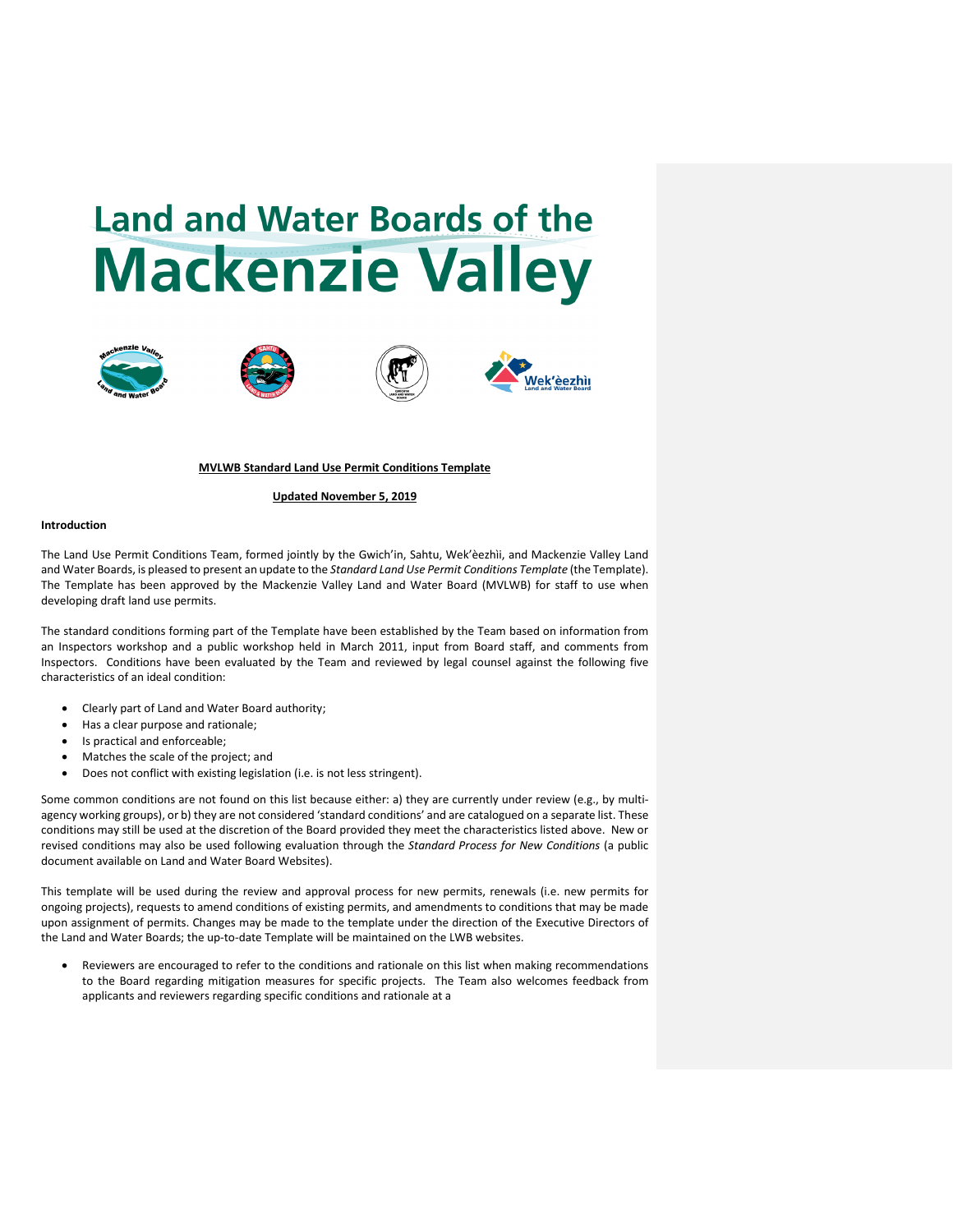# Land and Water Boards of the Mackenzie Valley

**MVLWB Standard Land Use Permit Conditions Template**

**Updated November 5, 2019**

**Introduction**

The Land Use Permit Conditions Team, formed jointly by the Gwich'in, Sahtu, Wek'èezhìi, and Mackenzie Valley Land and Water Boards, is pleased to present an update to the *Standard Land Use Permit Conditions Template* (the Template). The Template has been approved by the Mackenzie Valley Land and Water Board (MVLWB) for staff to use when developing draft land use permits.

The standard conditions forming part of the Template have been established by the Team based on information from an Inspectors workshop and a public workshop held in March 2011, input from Board staff, and comments from Inspectors. Conditions have been evaluated by the Team and reviewed by legal counsel against the following five characteristics of an ideal condition:

- Clearly part of Land and Water Board authority;
- Has a clear purpose and rationale;
- Is practical and enforceable;
- Matches the scale of the project; and
- Does not conflict with existing legislation (i.e. is not less stringent).

Some common conditions are not found on this list because either: a) they are currently under review (e.g., by multi-agency working groups), or b) they are not considered 'standard conditions' and are catalogued on a separate list. These conditions may still be used at the discretion of the Board provided they meet the characteristics listed above. New or revised conditions may also be used following evaluation through the *Standard Process for New Conditions* (a public document available on Land and Water Board Websites).

This template will be used during the review and approval process for new permits, renewals (i.e. new permits for ongoing projects), requests to amend conditions of existing permits, and amendments to conditions that may be made upon assignment of permits. Changes may be made to the template under the direction of the Executive Directors of the Land and Water Boards; the up-to-date Template will be maintained on the LWB websites.

- Reviewers are encouraged to refer to the conditions and rationale on this list when making recommendations to the Board regarding mitigation measures for specific projects. The Team also welcomes feedback from applicants and reviewers regarding specific conditions and rationale at a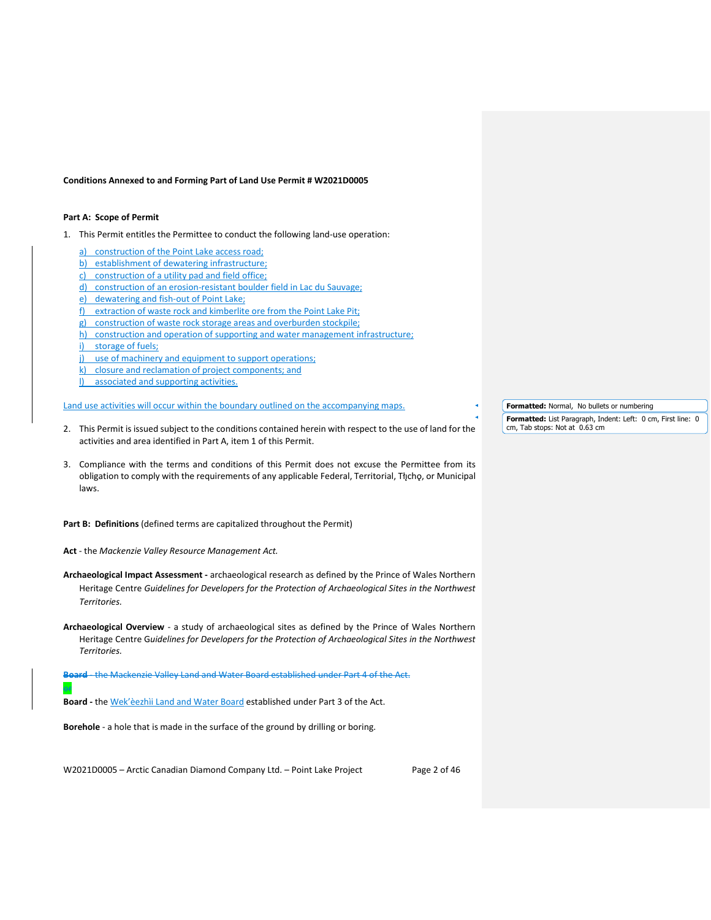**Conditions Annexed to and Forming Part of Land Use Permit # W2021D0005**

**Part A: Scope of Permit**

1. This Permit entitles the Permittee to conduct the following land-use operation:

   a) construction of the Point Lake access road;
   b) establishment of dewatering infrastructure;
   c) construction of a utility pad and field office;
   d) construction of an erosion-resistant boulder field in Lac du Sauvage;
   e) dewatering and fish-out of Point Lake;
   f) extraction of waste rock and kimberlite ore from the Point Lake Pit;
   g) construction of waste rock storage areas and overburden stockpile;
   h) construction and operation of supporting and water management infrastructure;
   i) storage of fuels;
   j) use of machinery and equipment to support operations;
   k) closure and reclamation of project components; and
   l) associated and supporting activities.

   Land use activities will occur within the boundary outlined on the accompanying maps.

2. This Permit is issued subject to the conditions contained herein with respect to the use of land for the activities and area identified in Part A, item 1 of this Permit.

3. Compliance with the terms and conditions of this Permit does not excuse the Permittee from its obligation to comply with the requirements of any applicable Federal, Territorial, Tłı̨chǫ, or Municipal laws.

**Part B: Definitions** (defined terms are capitalized throughout the Permit)

**Act** - the *Mackenzie Valley Resource Management Act.*

**Archaeological Impact Assessment -** archaeological research as defined by the Prince of Wales Northern Heritage Centre *Guidelines for Developers for the Protection of Archaeological Sites in the Northwest Territories.*

**Archaeological Overview** - a study of archaeological sites as defined by the Prince of Wales Northern Heritage Centre *Guidelines for Developers for the Protection of Archaeological Sites in the Northwest Territories.*

~~**Board** - the Mackenzie Valley Land and Water Board established under Part 4 of the Act.~~

or

**Board -** the Wek'èezhìi Land and Water Board established under Part 3 of the Act.

**Borehole** - a hole that is made in the surface of the ground by drilling or boring.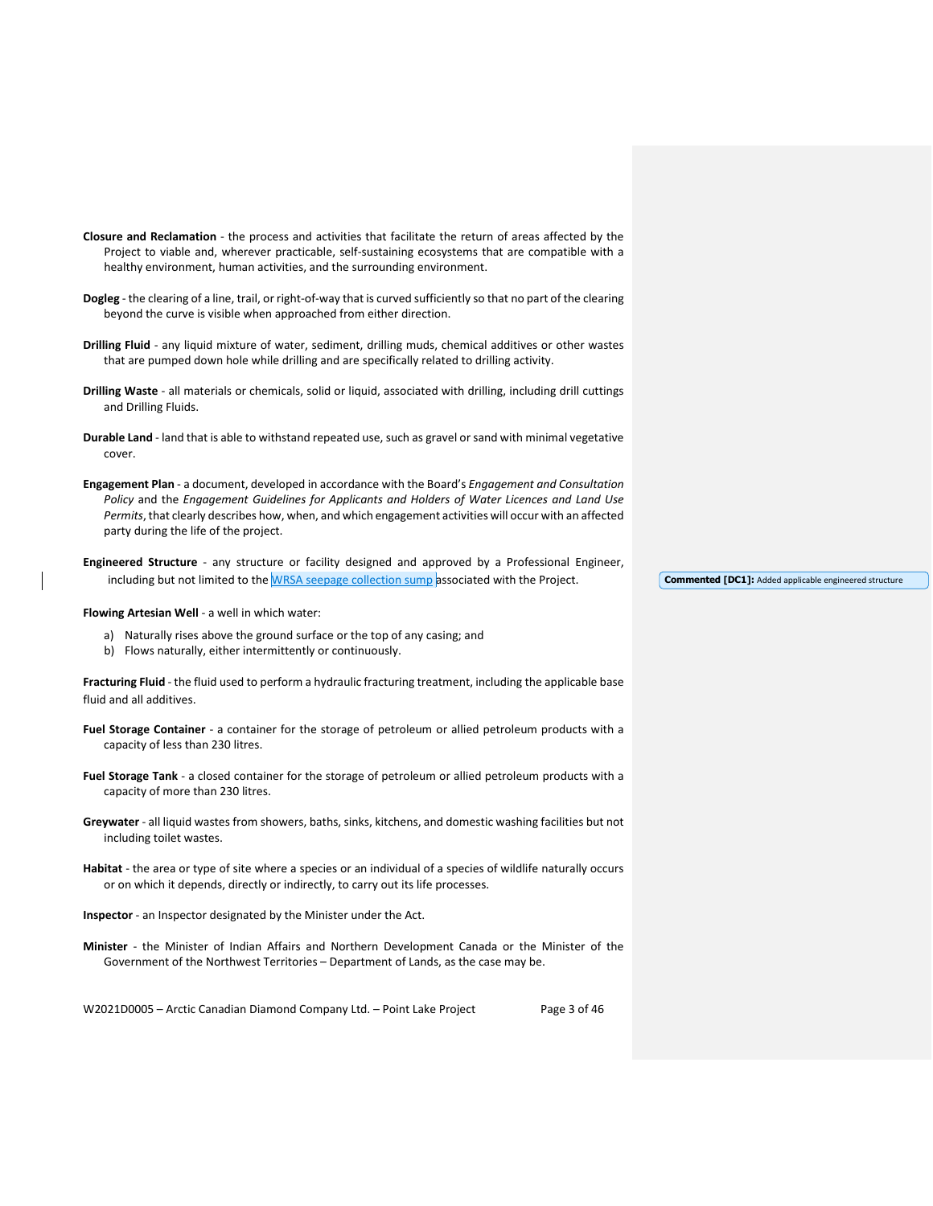**Closure and Reclamation** - the process and activities that facilitate the return of areas affected by the Project to viable and, wherever practicable, self-sustaining ecosystems that are compatible with a healthy environment, human activities, and the surrounding environment.

**Dogleg** - the clearing of a line, trail, or right-of-way that is curved sufficiently so that no part of the clearing beyond the curve is visible when approached from either direction.

**Drilling Fluid** - any liquid mixture of water, sediment, drilling muds, chemical additives or other wastes that are pumped down hole while drilling and are specifically related to drilling activity.

**Drilling Waste** - all materials or chemicals, solid or liquid, associated with drilling, including drill cuttings and Drilling Fluids.

**Durable Land** - land that is able to withstand repeated use, such as gravel or sand with minimal vegetative cover.

**Engagement Plan** - a document, developed in accordance with the Board's *Engagement and Consultation Policy* and the *Engagement Guidelines for Applicants and Holders of Water Licences and Land Use Permits*, that clearly describes how, when, and which engagement activities will occur with an affected party during the life of the project.

**Engineered Structure** - any structure or facility designed and approved by a Professional Engineer, including but not limited to the WRSA seepage collection sump associated with the Project.

**Commented [DC1]:** Added applicable engineered structure

**Flowing Artesian Well** - a well in which water:

a) Naturally rises above the ground surface or the top of any casing; and
b) Flows naturally, either intermittently or continuously.

**Fracturing Fluid** - the fluid used to perform a hydraulic fracturing treatment, including the applicable base fluid and all additives.

**Fuel Storage Container** - a container for the storage of petroleum or allied petroleum products with a capacity of less than 230 litres.

**Fuel Storage Tank** - a closed container for the storage of petroleum or allied petroleum products with a capacity of more than 230 litres.

**Greywater** - all liquid wastes from showers, baths, sinks, kitchens, and domestic washing facilities but not including toilet wastes.

**Habitat** - the area or type of site where a species or an individual of a species of wildlife naturally occurs or on which it depends, directly or indirectly, to carry out its life processes.

**Inspector** - an Inspector designated by the Minister under the Act.

**Minister** - the Minister of Indian Affairs and Northern Development Canada or the Minister of the Government of the Northwest Territories – Department of Lands, as the case may be.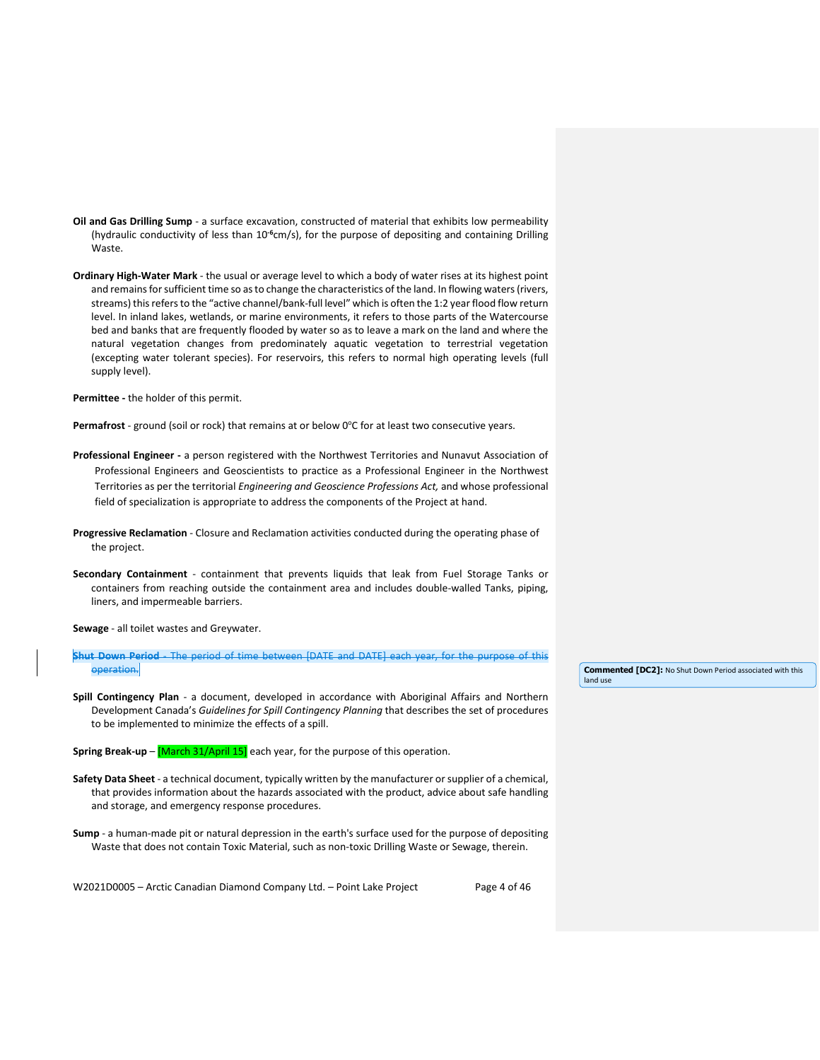**Oil and Gas Drilling Sump** - a surface excavation, constructed of material that exhibits low permeability (hydraulic conductivity of less than $10^{-6}$cm/s), for the purpose of depositing and containing Drilling Waste.

**Ordinary High-Water Mark** - the usual or average level to which a body of water rises at its highest point and remains for sufficient time so as to change the characteristics of the land. In flowing waters (rivers, streams) this refers to the "active channel/bank-full level" which is often the 1:2 year flood flow return level. In inland lakes, wetlands, or marine environments, it refers to those parts of the Watercourse bed and banks that are frequently flooded by water so as to leave a mark on the land and where the natural vegetation changes from predominately aquatic vegetation to terrestrial vegetation (excepting water tolerant species). For reservoirs, this refers to normal high operating levels (full supply level).

**Permittee -** the holder of this permit.

**Permafrost** - ground (soil or rock) that remains at or below 0°C for at least two consecutive years.

**Professional Engineer -** a person registered with the Northwest Territories and Nunavut Association of Professional Engineers and Geoscientists to practice as a Professional Engineer in the Northwest Territories as per the territorial *Engineering and Geoscience Professions Act,* and whose professional field of specialization is appropriate to address the components of the Project at hand.

**Progressive Reclamation** - Closure and Reclamation activities conducted during the operating phase of the project.

**Secondary Containment** - containment that prevents liquids that leak from Fuel Storage Tanks or containers from reaching outside the containment area and includes double-walled Tanks, piping, liners, and impermeable barriers.

**Sewage** - all toilet wastes and Greywater.

~~**Shut Down Period** - The period of time between [DATE and DATE] each year, for the purpose of this operation.~~

**Commented [DC2]:** No Shut Down Period associated with this land use

**Spill Contingency Plan** - a document, developed in accordance with Aboriginal Affairs and Northern Development Canada's *Guidelines for Spill Contingency Planning* that describes the set of procedures to be implemented to minimize the effects of a spill.

**Spring Break-up** – [March 31/April 15] each year, for the purpose of this operation.

**Safety Data Sheet** - a technical document, typically written by the manufacturer or supplier of a chemical, that provides information about the hazards associated with the product, advice about safe handling and storage, and emergency response procedures.

**Sump** - a human-made pit or natural depression in the earth's surface used for the purpose of depositing Waste that does not contain Toxic Material, such as non-toxic Drilling Waste or Sewage, therein.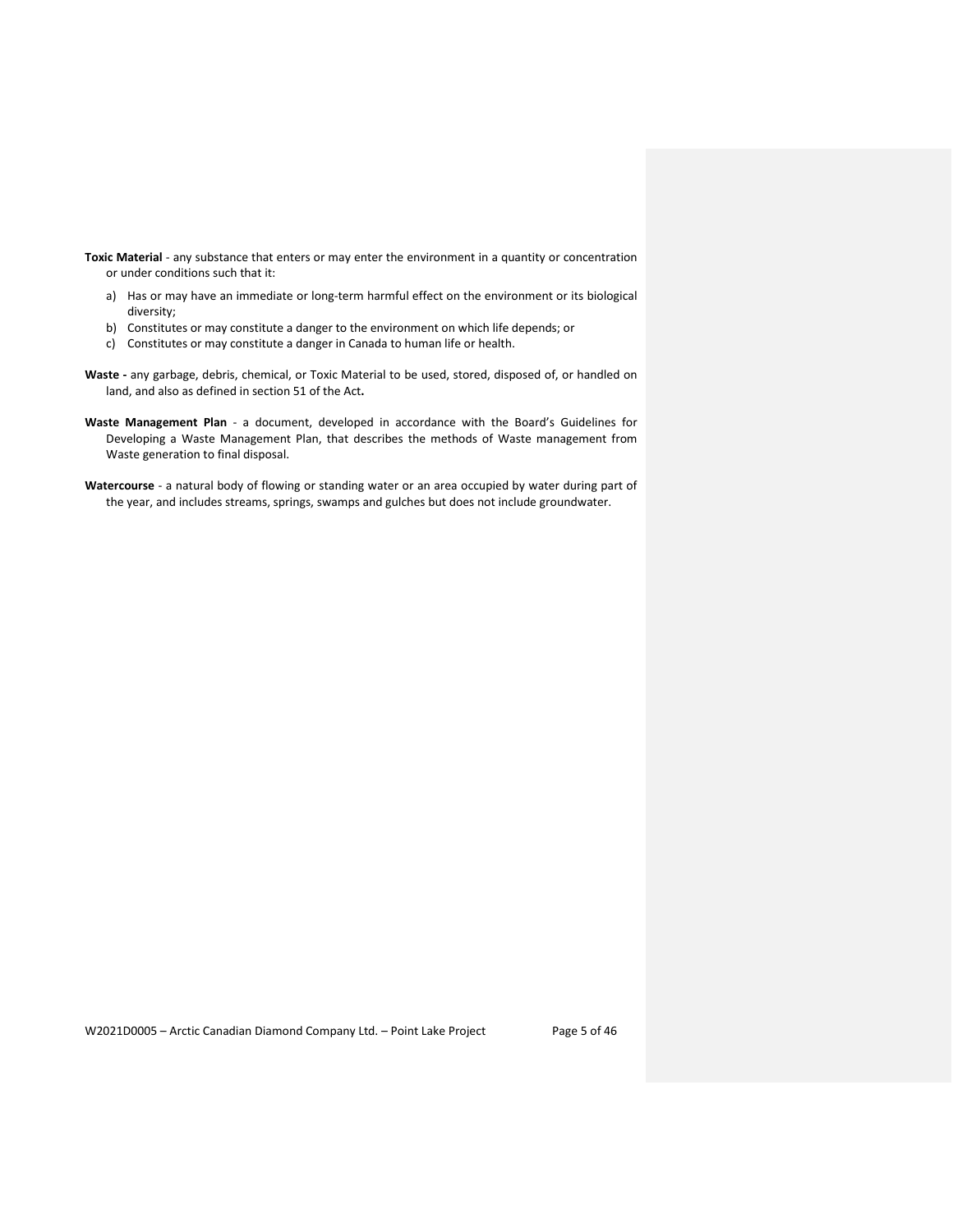**Toxic Material** - any substance that enters or may enter the environment in a quantity or concentration or under conditions such that it:

a) Has or may have an immediate or long-term harmful effect on the environment or its biological diversity;
b) Constitutes or may constitute a danger to the environment on which life depends; or
c) Constitutes or may constitute a danger in Canada to human life or health.

**Waste -** any garbage, debris, chemical, or Toxic Material to be used, stored, disposed of, or handled on land, and also as defined in section 51 of the Act**.**

**Waste Management Plan** - a document, developed in accordance with the Board's Guidelines for Developing a Waste Management Plan, that describes the methods of Waste management from Waste generation to final disposal.

**Watercourse** - a natural body of flowing or standing water or an area occupied by water during part of the year, and includes streams, springs, swamps and gulches but does not include groundwater.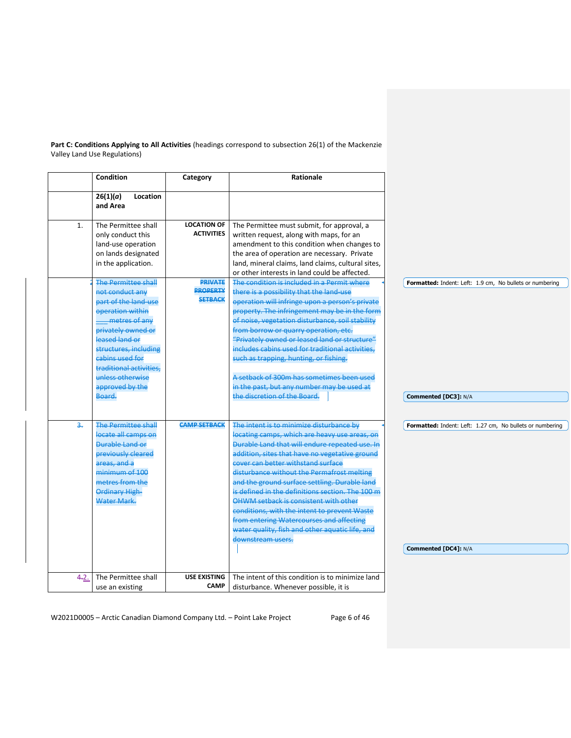**Part C: Conditions Applying to All Activities** (headings correspond to subsection 26(1) of the Mackenzie Valley Land Use Regulations)

| | Condition | Category | Rationale |
|---|---|---|---|
| | **26(1)(*a*) Location and Area** | | |
| 1. | The Permittee shall only conduct this land-use operation on lands designated in the application. | **LOCATION OF ACTIVITIES** | The Permittee must submit, for approval, a written request, along with maps, for an amendment to this condition when changes to the area of operation are necessary. Private land, mineral claims, land claims, cultural sites, or other interests in land could be affected. |
| ~~2.~~ | ~~The Permittee shall not conduct any part of the land-use operation within \_\_\_ metres of any privately owned or leased land or structures, including cabins used for traditional activities, unless otherwise approved by the Board.~~ | ~~**PRIVATE PROPERTY SETBACK**~~ | ~~The condition is included in a Permit where there is a possibility that the land-use operation will infringe upon a person's private property. The infringement may be in the form of noise, vegetation disturbance, soil stability from borrow or quarry operation, etc. "Privately owned or leased land or structure" includes cabins used for traditional activities, such as trapping, hunting, or fishing.~~<br><br>~~A setback of 300m has sometimes been used in the past, but any number may be used at the discretion of the Board.~~ |
| ~~3.~~ | ~~The Permittee shall locate all camps on Durable Land or previously cleared areas, and a minimum of 100 metres from the Ordinary High-Water Mark.~~ | ~~**CAMP SETBACK**~~ | ~~The intent is to minimize disturbance by locating camps, which are heavy use areas, on Durable Land that will endure repeated use. In addition, sites that have no vegetative ground cover can better withstand surface disturbance without the Permafrost melting and the ground surface settling. Durable land is defined in the definitions section. The 100 m OHWM setback is consistent with other conditions, with the intent to prevent Waste from entering Watercourses and affecting water quality, fish and other aquatic life, and downstream users.~~ |
| ~~4.~~2. | The Permittee shall use an existing | **USE EXISTING CAMP** | The intent of this condition is to minimize land disturbance. Whenever possible, it is |

Formatted: Indent: Left: 1.9 cm, No bullets or numbering

Commented [DC3]: N/A

Formatted: Indent: Left: 1.27 cm, No bullets or numbering

Commented [DC4]: N/A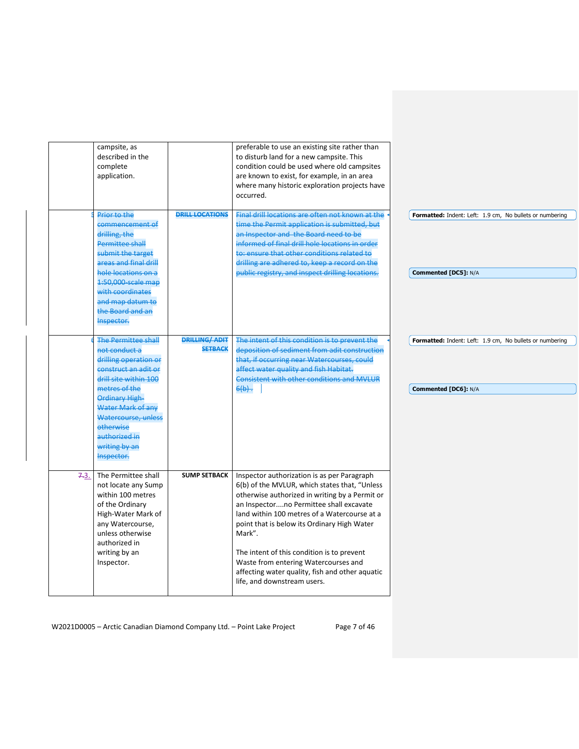| | campsite, as described in the complete application. | | preferable to use an existing site rather than to disturb land for a new campsite. This condition could be used where old campsites are known to exist, for example, in an area where many historic exploration projects have occurred. |
|---|---|---|---|
| ~~5~~ | ~~Prior to the commencement of drilling, the Permittee shall submit the target areas and final drill hole locations on a 1:50,000-scale map with coordinates and map datum to the Board and an Inspector.~~ | ~~**DRILL LOCATIONS**~~ | ~~Final drill locations are often not known at the time the Permit application is submitted, but an Inspector and the Board need to be informed of final drill hole locations in order to: ensure that other conditions related to drilling are adhered to, keep a record on the public registry, and inspect drilling locations.~~ |
| ~~6~~ | ~~The Permittee shall not conduct a drilling operation or construct an adit or drill site within 100 metres of the Ordinary High-Water Mark of any Watercourse, unless otherwise authorized in writing by an Inspector.~~ | ~~**DRILLING/ ADIT SETBACK**~~ | ~~The intent of this condition is to prevent the deposition of sediment from adit construction that, if occurring near Watercourses, could affect water quality and fish Habitat. Consistent with other conditions and MVLUR 6(b).~~ |
| ~~7.~~3. | The Permittee shall not locate any Sump within 100 metres of the Ordinary High-Water Mark of any Watercourse, unless otherwise authorized in writing by an Inspector. | **SUMP SETBACK** | Inspector authorization is as per Paragraph 6(b) of the MVLUR, which states that, "Unless otherwise authorized in writing by a Permit or an Inspector....no Permittee shall excavate land within 100 metres of a Watercourse at a point that is below its Ordinary High Water Mark".<br><br>The intent of this condition is to prevent Waste from entering Watercourses and affecting water quality, fish and other aquatic life, and downstream users. |

**Formatted:** Indent: Left: 1.9 cm, No bullets or numbering

**Commented [DC5]:** N/A

**Formatted:** Indent: Left: 1.9 cm, No bullets or numbering

**Commented [DC6]:** N/A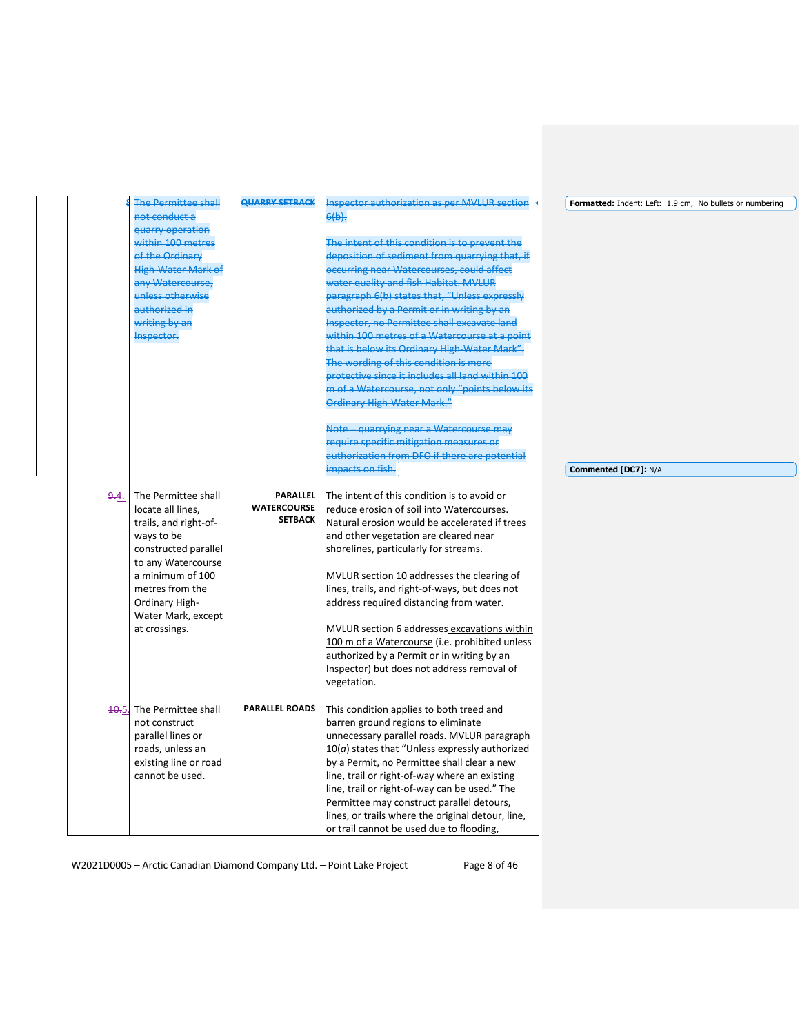| | | | |
|---|---|---|---|
| ~~8~~ | ~~The Permittee shall not conduct a quarry operation within 100 metres of the Ordinary High-Water Mark of any Watercourse, unless otherwise authorized in writing by an Inspector.~~ | ~~**QUARRY SETBACK**~~ | ~~Inspector authorization as per MVLUR section 6(b).~~<br><br>~~The intent of this condition is to prevent the deposition of sediment from quarrying that, if occurring near Watercourses, could affect water quality and fish Habitat. MVLUR paragraph 6(b) states that, "Unless expressly authorized by a Permit or in writing by an Inspector, no Permittee shall excavate land within 100 metres of a Watercourse at a point that is below its Ordinary High-Water Mark". The wording of this condition is more protective since it includes all land within 100 m of a Watercourse, not only "points below its Ordinary High-Water Mark."~~<br><br>~~Note – quarrying near a Watercourse may require specific mitigation measures or authorization from DFO if there are potential impacts on fish.~~ |
| ~~9.~~4. | The Permittee shall locate all lines, trails, and right-of-ways to be constructed parallel to any Watercourse a minimum of 100 metres from the Ordinary High-Water Mark, except at crossings. | **PARALLEL WATERCOURSE SETBACK** | The intent of this condition is to avoid or reduce erosion of soil into Watercourses. Natural erosion would be accelerated if trees and other vegetation are cleared near shorelines, particularly for streams.<br><br>MVLUR section 10 addresses the clearing of lines, trails, and right-of-ways, but does not address required distancing from water.<br><br>MVLUR section 6 addresses excavations within 100 m of a Watercourse (i.e. prohibited unless authorized by a Permit or in writing by an Inspector) but does not address removal of vegetation. |
| ~~10.~~5. | The Permittee shall not construct parallel lines or roads, unless an existing line or road cannot be used. | **PARALLEL ROADS** | This condition applies to both treed and barren ground regions to eliminate unnecessary parallel roads. MVLUR paragraph 10(*a*) states that "Unless expressly authorized by a Permit, no Permittee shall clear a new line, trail or right-of-way where an existing line, trail or right-of-way can be used." The Permittee may construct parallel detours, lines, or trails where the original detour, line, or trail cannot be used due to flooding, |

Formatted: Indent: Left: 1.9 cm, No bullets or numbering

Commented [DC7]: N/A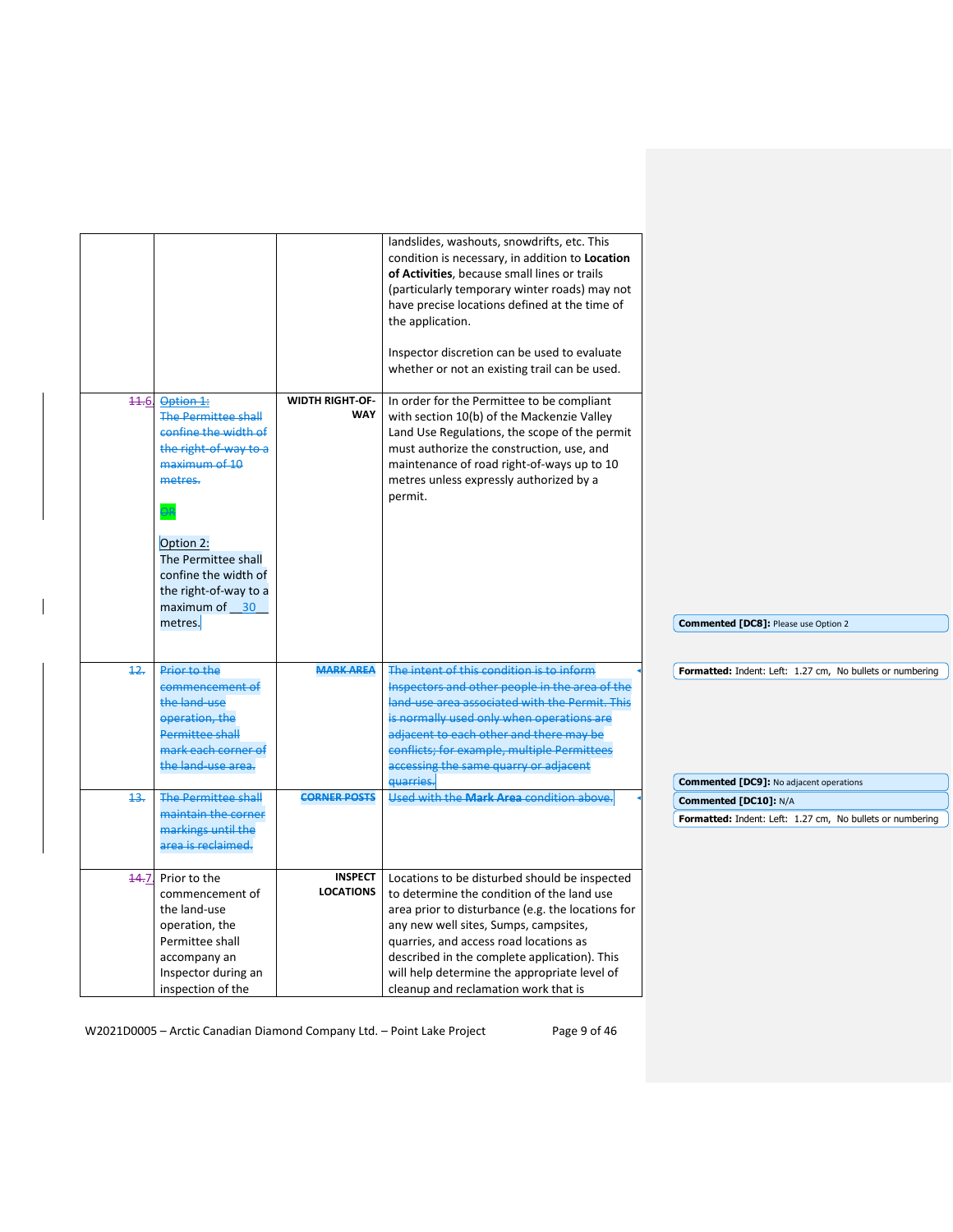| | | | |
|---|---|---|---|
| | | | landslides, washouts, snowdrifts, etc. This condition is necessary, in addition to **Location of Activities**, because small lines or trails (particularly temporary winter roads) may not have precise locations defined at the time of the application.<br><br>Inspector discretion can be used to evaluate whether or not an existing trail can be used. |
| ~~11.~~6. | ~~Option 1:~~<br>~~The Permittee shall confine the width of the right-of-way to a maximum of 10 metres.~~<br><br>~~OR~~<br><br>Option 2:<br>The Permittee shall confine the width of the right-of-way to a maximum of \_\_30\_\_ metres. | **WIDTH RIGHT-OF-WAY** | In order for the Permittee to be compliant with section 10(b) of the Mackenzie Valley Land Use Regulations, the scope of the permit must authorize the construction, use, and maintenance of road right-of-ways up to 10 metres unless expressly authorized by a permit. |
| ~~12.~~ | ~~Prior to the commencement of the land-use operation, the Permittee shall mark each corner of the land-use area.~~ | ~~**MARK AREA**~~ | ~~The intent of this condition is to inform Inspectors and other people in the area of the land-use area associated with the Permit. This is normally used only when operations are adjacent to each other and there may be conflicts; for example, multiple Permittees accessing the same quarry or adjacent quarries.~~ |
| ~~13.~~ | ~~The Permittee shall maintain the corner markings until the area is reclaimed.~~ | ~~**CORNER POSTS**~~ | ~~Used with the **Mark Area** condition above.~~ |
| ~~14.~~7. | Prior to the commencement of the land-use operation, the Permittee shall accompany an Inspector during an inspection of the | **INSPECT LOCATIONS** | Locations to be disturbed should be inspected to determine the condition of the land use area prior to disturbance (e.g. the locations for any new well sites, Sumps, campsites, quarries, and access road locations as described in the complete application). This will help determine the appropriate level of cleanup and reclamation work that is |

**Commented [DC8]:** Please use Option 2

**Formatted:** Indent: Left: 1.27 cm, No bullets or numbering

**Commented [DC9]:** No adjacent operations

**Commented [DC10]:** N/A

**Formatted:** Indent: Left: 1.27 cm, No bullets or numbering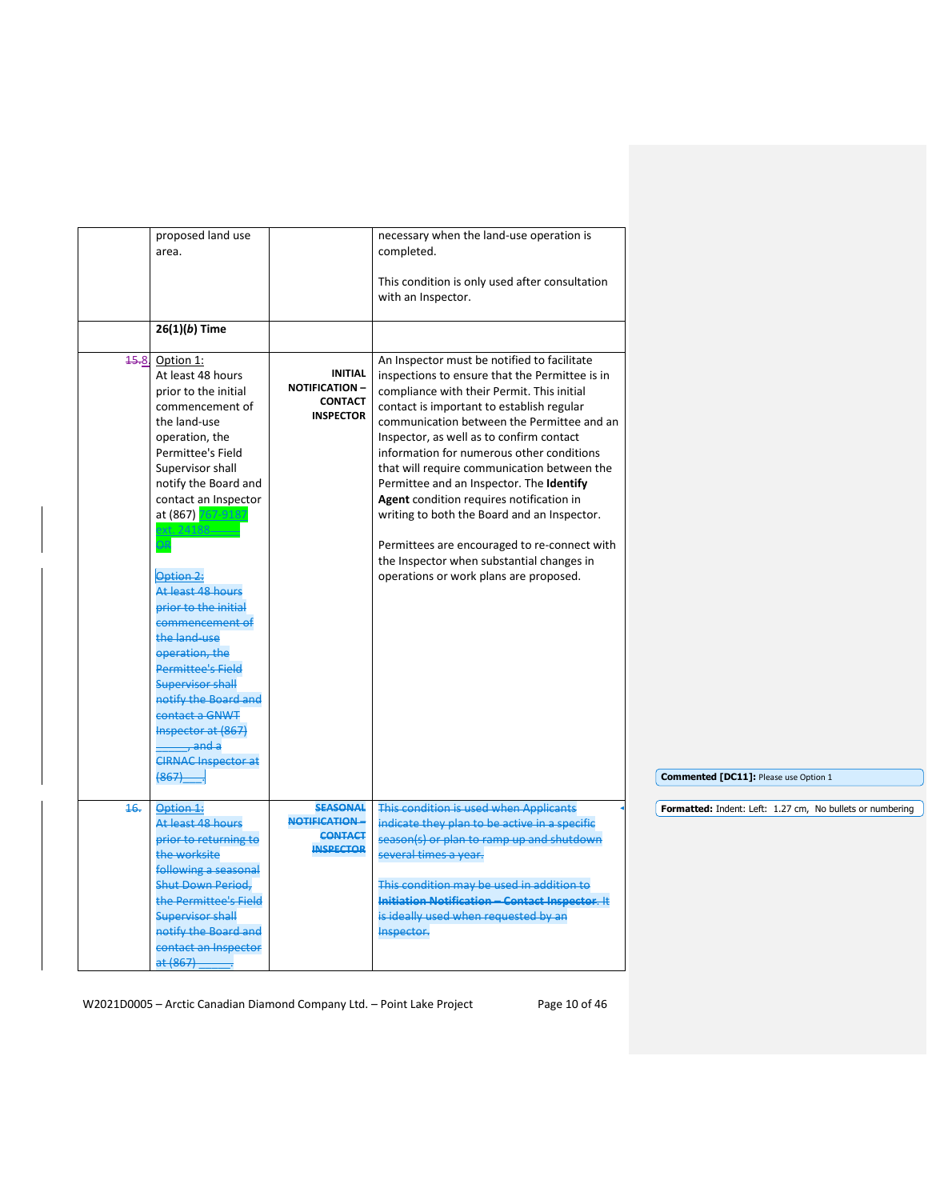| | | | |
|---|---|---|---|
| | proposed land use area. | | necessary when the land-use operation is completed.<br><br>This condition is only used after consultation with an Inspector. |
| | **26(1)(*b*) Time** | | |
| ~~15.~~8. | Option 1:<br>At least 48 hours prior to the initial commencement of the land-use operation, the Permittee's Field Supervisor shall notify the Board and contact an Inspector at (867) 767-9187 ext. 24188 ~~OR~~<br><br>~~Option 2:~~<br>~~At least 48 hours prior to the initial commencement of the land-use operation, the Permittee's Field Supervisor shall notify the Board and contact a GNWT Inspector at (867) ____, and a CIRNAC Inspector at (867) ____~~ | **INITIAL NOTIFICATION – CONTACT INSPECTOR** | An Inspector must be notified to facilitate inspections to ensure that the Permittee is in compliance with their Permit. This initial contact is important to establish regular communication between the Permittee and an Inspector, as well as to confirm contact information for numerous other conditions that will require communication between the Permittee and an Inspector. The **Identify Agent** condition requires notification in writing to both the Board and an Inspector.<br><br>Permittees are encouraged to re-connect with the Inspector when substantial changes in operations or work plans are proposed. |
| ~~16.~~ | ~~Option 1:~~<br>~~At least 48 hours prior to returning to the worksite following a seasonal Shut Down Period, the Permittee's Field Supervisor shall notify the Board and contact an Inspector at (867) ____.~~ | ~~**SEASONAL NOTIFICATION – CONTACT INSPECTOR**~~ | ~~This condition is used when Applicants indicate they plan to be active in a specific season(s) or plan to ramp up and shutdown several times a year.~~<br><br>~~This condition may be used in addition to **Initiation Notification – Contact Inspector**. It is ideally used when requested by an Inspector.~~ |

**Commented [DC11]:** Please use Option 1

**Formatted:** Indent: Left: 1.27 cm, No bullets or numbering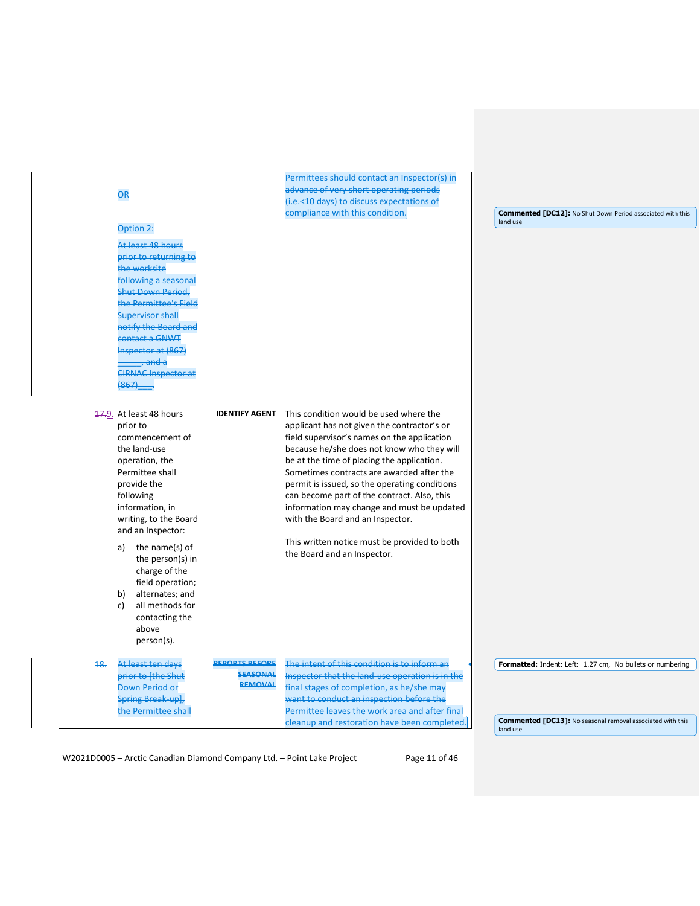| | | | |
|---|---|---|---|
| | OR<br><br>Option 2:<br><br>At least 48 hours prior to returning to the worksite following a seasonal Shut Down Period, the Permittee's Field Supervisor shall notify the Board and contact a GNWT Inspector at (867) ______, and a CIRNAC Inspector at (867)___. | | Permittees should contact an Inspector(s) in advance of very short operating periods (i.e.<10 days) to discuss expectations of compliance with this condition. |
| 17.9 | At least 48 hours prior to commencement of the land-use operation, the Permittee shall provide the following information, in writing, to the Board and an Inspector:<br><br>a) the name(s) of the person(s) in charge of the field operation;<br>b) alternates; and<br>c) all methods for contacting the above person(s). | **IDENTIFY AGENT** | This condition would be used where the applicant has not given the contractor's or field supervisor's names on the application because he/she does not know who they will be at the time of placing the application. Sometimes contracts are awarded after the permit is issued, so the operating conditions can become part of the contract. Also, this information may change and must be updated with the Board and an Inspector.<br><br>This written notice must be provided to both the Board and an Inspector. |
| 18. | At least ten days prior to [the Shut Down Period or Spring Break-up], the Permittee shall | **REPORTS BEFORE SEASONAL REMOVAL** | The intent of this condition is to inform an Inspector that the land-use operation is in the final stages of completion, as he/she may want to conduct an inspection before the Permittee leaves the work area and after final cleanup and restoration have been completed. |

**Commented [DC12]:** No Shut Down Period associated with this land use

**Formatted:** Indent: Left: 1.27 cm, No bullets or numbering

**Commented [DC13]:** No seasonal removal associated with this land use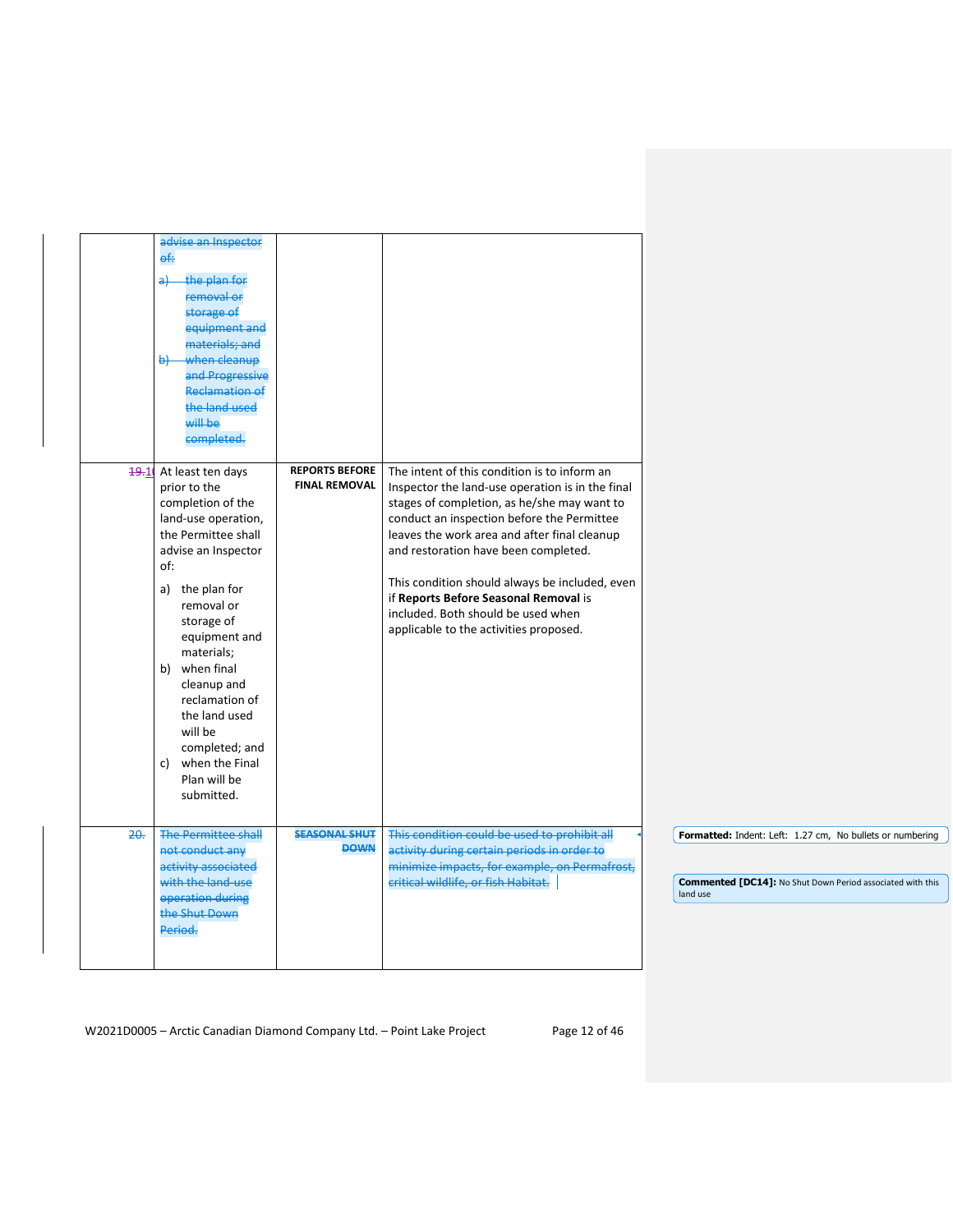| | | | |
|---|---|---|---|
| | ~~advise an Inspector of:~~<br>~~a) the plan for removal or storage of equipment and materials; and~~<br>~~b) when cleanup and Progressive Reclamation of the land used will be completed.~~ | | |
| ~~19.~~10 | At least ten days prior to the completion of the land-use operation, the Permittee shall advise an Inspector of:<br>a) the plan for removal or storage of equipment and materials;<br>b) when final cleanup and reclamation of the land used will be completed; and<br>c) when the Final Plan will be submitted. | **REPORTS BEFORE FINAL REMOVAL** | The intent of this condition is to inform an Inspector the land-use operation is in the final stages of completion, as he/she may want to conduct an inspection before the Permittee leaves the work area and after final cleanup and restoration have been completed.<br><br>This condition should always be included, even if **Reports Before Seasonal Removal** is included. Both should be used when applicable to the activities proposed. |
| ~~20.~~ | ~~The Permittee shall not conduct any activity associated with the land-use operation during the Shut Down Period.~~ | ~~**SEASONAL SHUT DOWN**~~ | ~~This condition could be used to prohibit all activity during certain periods in order to minimize impacts, for example, on Permafrost, critical wildlife, or fish Habitat.~~ |

**Formatted:** Indent: Left: 1.27 cm, No bullets or numbering

**Commented [DC14]:** No Shut Down Period associated with this land use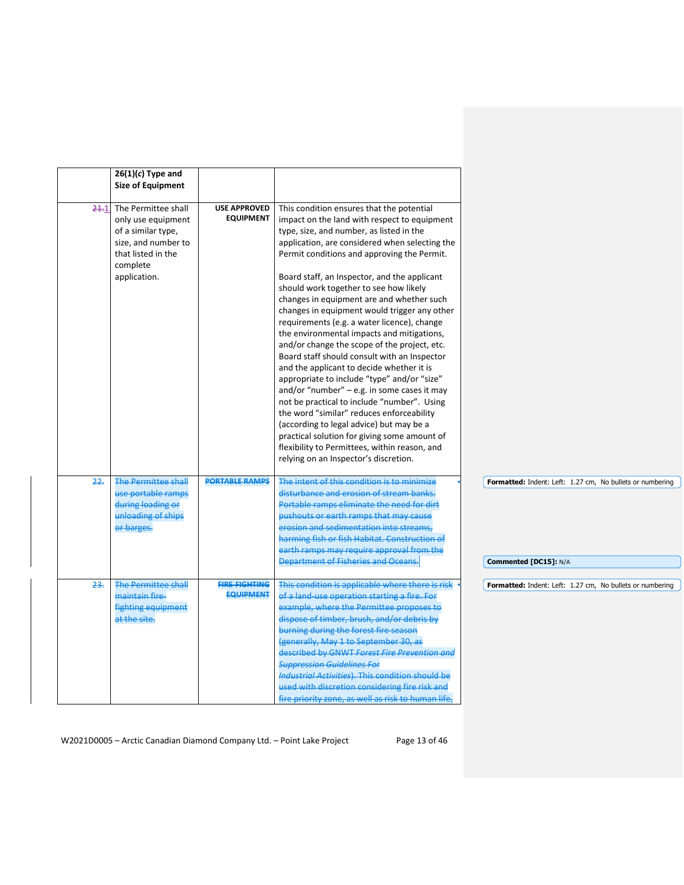|  | 26(1)(*c*) Type and Size of Equipment |  |  |
|---|---|---|---|
| ~~21.~~1. | The Permittee shall only use equipment of a similar type, size, and number to that listed in the complete application. | **USE APPROVED EQUIPMENT** | This condition ensures that the potential impact on the land with respect to equipment type, size, and number, as listed in the application, are considered when selecting the Permit conditions and approving the Permit.<br><br>Board staff, an Inspector, and the applicant should work together to see how likely changes in equipment are and whether such changes in equipment would trigger any other requirements (e.g. a water licence), change the environmental impacts and mitigations, and/or change the scope of the project, etc. Board staff should consult with an Inspector and the applicant to decide whether it is appropriate to include "type" and/or "size" and/or "number" – e.g. in some cases it may not be practical to include "number". Using the word "similar" reduces enforceability (according to legal advice) but may be a practical solution for giving some amount of flexibility to Permittees, within reason, and relying on an Inspector's discretion. |
| ~~22.~~ | ~~The Permittee shall use portable ramps during loading or unloading of ships or barges.~~ | ~~**PORTABLE RAMPS**~~ | ~~The intent of this condition is to minimize disturbance and erosion of stream banks. Portable ramps eliminate the need for dirt pushouts or earth ramps that may cause erosion and sedimentation into streams, harming fish or fish Habitat. Construction of earth ramps may require approval from the Department of Fisheries and Oceans.~~ |
| ~~23.~~ | ~~The Permittee shall maintain fire-fighting equipment at the site.~~ | ~~**FIRE-FIGHTING EQUIPMENT**~~ | ~~This condition is applicable where there is risk of a land-use operation starting a fire. For example, where the Permittee proposes to dispose of timber, brush, and/or debris by burning during the forest fire season (generally, May 1 to September 30, as described by GNWT *Forest Fire Prevention and Suppression Guidelines For Industrial Activities*). This condition should be used with discretion considering fire risk and fire priority zone, as well as risk to human life,~~ |

Formatted: Indent: Left: 1.27 cm, No bullets or numbering

Commented [DC15]: N/A

Formatted: Indent: Left: 1.27 cm, No bullets or numbering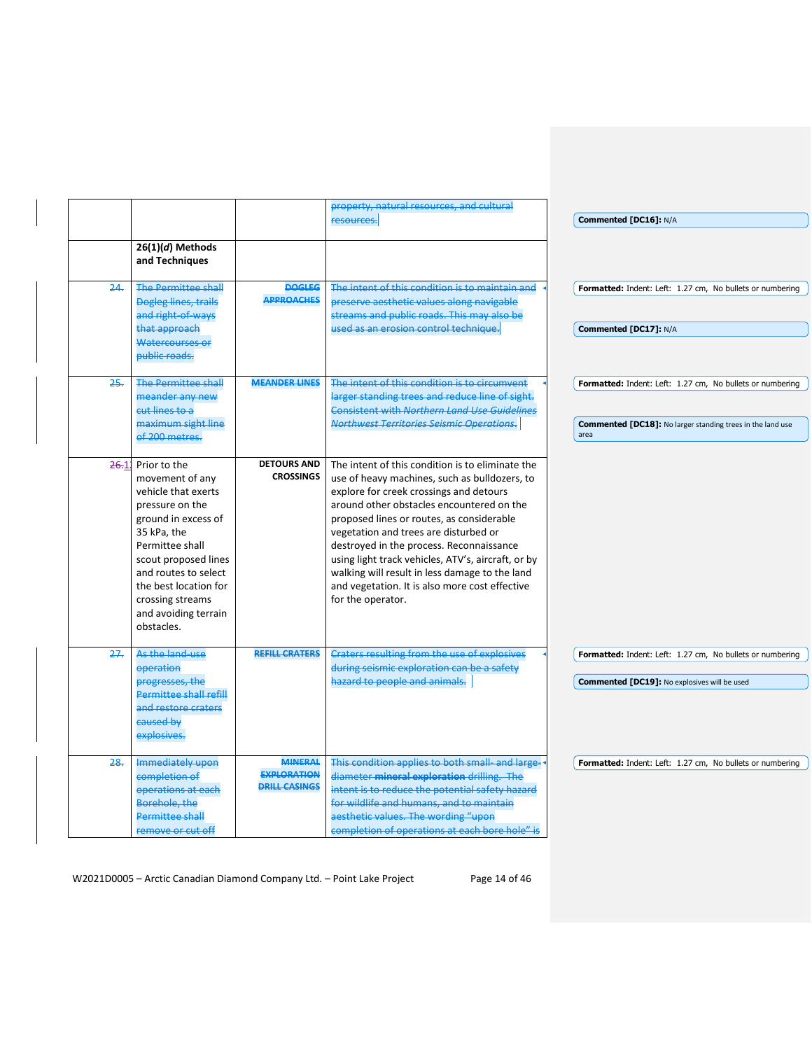| | | | |
|---|---|---|---|
| | | | ~~property, natural resources, and cultural resources.~~ |
| | **26(1)(*d*) Methods and Techniques** | | |
| ~~24.~~ | ~~The Permittee shall Dogleg lines, trails and right-of-ways that approach Watercourses or public roads.~~ | ~~**DOGLEG APPROACHES**~~ | ~~The intent of this condition is to maintain and preserve aesthetic values along navigable streams and public roads. This may also be used as an erosion control technique.~~ |
| ~~25.~~ | ~~The Permittee shall meander any new cut lines to a maximum sight line of 200 metres.~~ | ~~**MEANDER LINES**~~ | ~~The intent of this condition is to circumvent larger standing trees and reduce line of sight. Consistent with *Northern Land Use Guidelines Northwest Territories Seismic Operations*.~~ |
| ~~26.~~1. | Prior to the movement of any vehicle that exerts pressure on the ground in excess of 35 kPa, the Permittee shall scout proposed lines and routes to select the best location for crossing streams and avoiding terrain obstacles. | **DETOURS AND CROSSINGS** | The intent of this condition is to eliminate the use of heavy machines, such as bulldozers, to explore for creek crossings and detours around other obstacles encountered on the proposed lines or routes, as considerable vegetation and trees are disturbed or destroyed in the process. Reconnaissance using light track vehicles, ATV's, aircraft, or by walking will result in less damage to the land and vegetation. It is also more cost effective for the operator. |
| ~~27.~~ | ~~As the land-use operation progresses, the Permittee shall refill and restore craters caused by explosives.~~ | ~~**REFILL CRATERS**~~ | ~~Craters resulting from the use of explosives during seismic exploration can be a safety hazard to people and animals.~~ |
| ~~28.~~ | ~~Immediately upon completion of operations at each Borehole, the Permittee shall remove or cut off~~ | ~~**MINERAL EXPLORATION DRILL CASINGS**~~ | ~~This condition applies to both small- and large-diameter **mineral exploration** drilling. The intent is to reduce the potential safety hazard for wildlife and humans, and to maintain aesthetic values. The wording "upon completion of operations at each bore hole" is~~ |

**Commented [DC16]:** N/A

**Formatted:** Indent: Left: 1.27 cm, No bullets or numbering

**Commented [DC17]:** N/A

**Formatted:** Indent: Left: 1.27 cm, No bullets or numbering

**Commented [DC18]:** No larger standing trees in the land use area

**Formatted:** Indent: Left: 1.27 cm, No bullets or numbering

**Commented [DC19]:** No explosives will be used

**Formatted:** Indent: Left: 1.27 cm, No bullets or numbering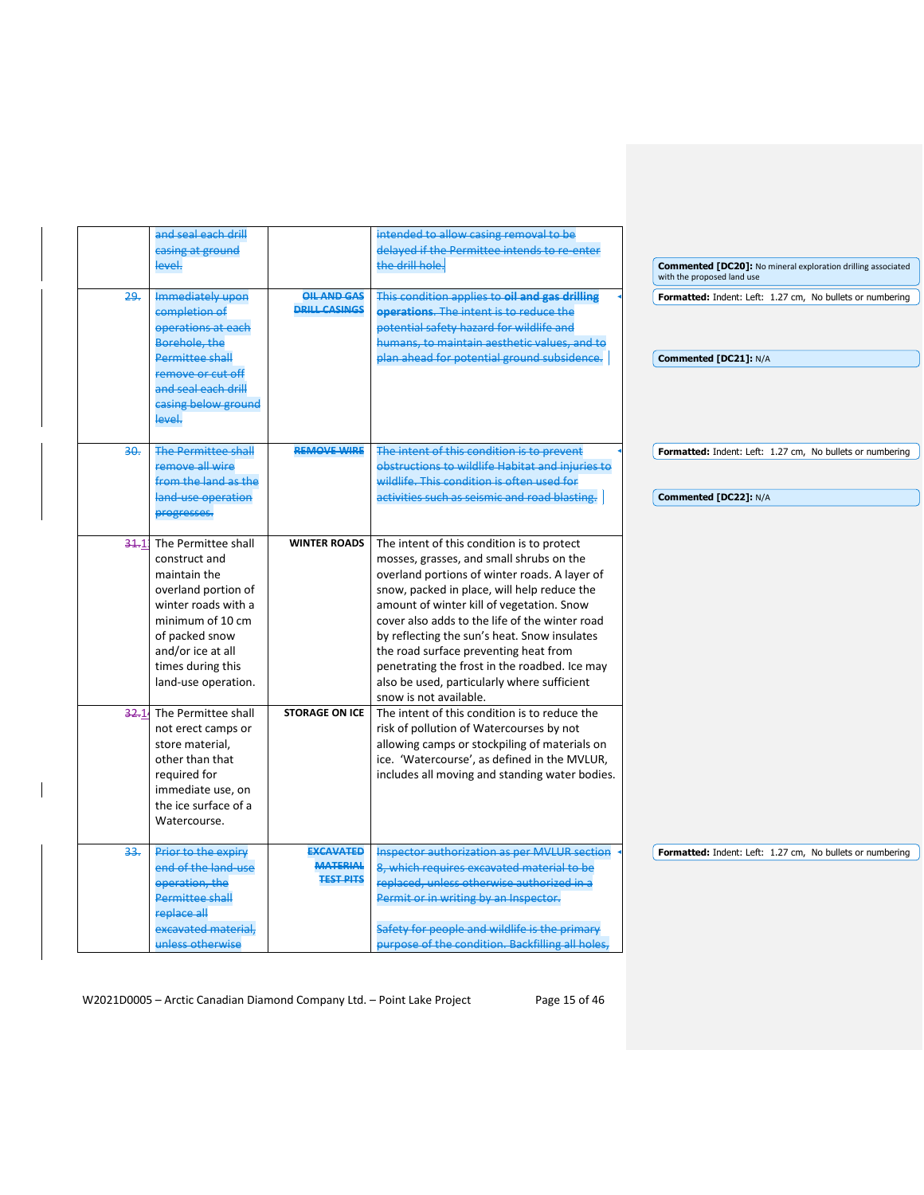| | | | |
|---|---|---|---|
| | ~~and seal each drill casing at ground level.~~ | | ~~intended to allow casing removal to be delayed if the Permittee intends to re-enter the drill hole.~~ |
| ~~29.~~ | ~~Immediately upon completion of operations at each Borehole, the Permittee shall remove or cut off and seal each drill casing below ground level.~~ | ~~**OIL AND GAS DRILL CASINGS**~~ | ~~This condition applies to **oil and gas drilling operations**. The intent is to reduce the potential safety hazard for wildlife and humans, to maintain aesthetic values, and to plan ahead for potential ground subsidence.~~ |
| ~~30.~~ | ~~The Permittee shall remove all wire from the land as the land-use operation progresses.~~ | ~~**REMOVE WIRE**~~ | ~~The intent of this condition is to prevent obstructions to wildlife Habitat and injuries to wildlife. This condition is often used for activities such as seismic and road blasting.~~ |
| ~~31.~~1 | The Permittee shall construct and maintain the overland portion of winter roads with a minimum of 10 cm of packed snow and/or ice at all times during this land-use operation. | **WINTER ROADS** | The intent of this condition is to protect mosses, grasses, and small shrubs on the overland portions of winter roads. A layer of snow, packed in place, will help reduce the amount of winter kill of vegetation. Snow cover also adds to the life of the winter road by reflecting the sun's heat. Snow insulates the road surface preventing heat from penetrating the frost in the roadbed. Ice may also be used, particularly where sufficient snow is not available. |
| ~~32.~~1 | The Permittee shall not erect camps or store material, other than that required for immediate use, on the ice surface of a Watercourse. | **STORAGE ON ICE** | The intent of this condition is to reduce the risk of pollution of Watercourses by not allowing camps or stockpiling of materials on ice. 'Watercourse', as defined in the MVLUR, includes all moving and standing water bodies. |
| ~~33.~~ | ~~Prior to the expiry end of the land-use operation, the Permittee shall replace all excavated material, unless otherwise~~ | ~~**EXCAVATED MATERIAL TEST PITS**~~ | ~~Inspector authorization as per MVLUR section 8, which requires excavated material to be replaced, unless otherwise authorized in a Permit or in writing by an Inspector.~~<br><br>~~Safety for people and wildlife is the primary purpose of the condition. Backfilling all holes,~~ |

**Commented [DC20]:** No mineral exploration drilling associated with the proposed land use

**Formatted:** Indent: Left: 1.27 cm, No bullets or numbering

**Commented [DC21]:** N/A

**Formatted:** Indent: Left: 1.27 cm, No bullets or numbering

**Commented [DC22]:** N/A

**Formatted:** Indent: Left: 1.27 cm, No bullets or numbering

W2021D0005 – Arctic Canadian Diamond Company Ltd. – Point Lake Project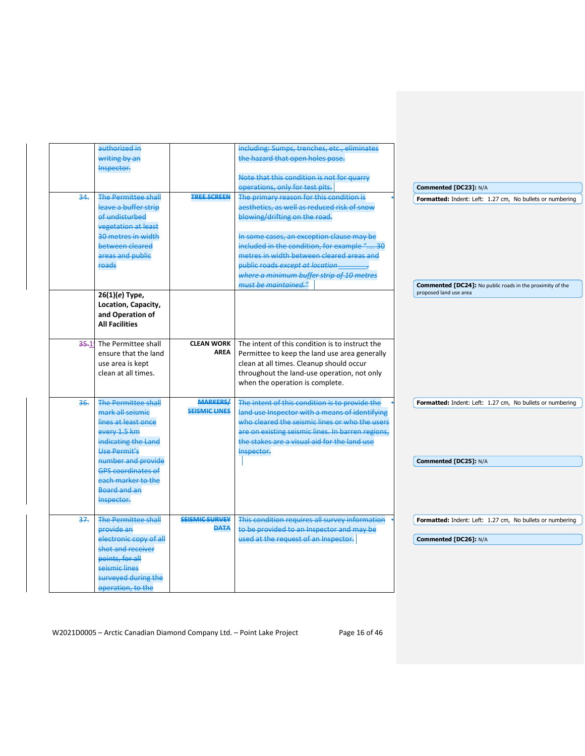| | | | |
|---|---|---|---|
| | ~~authorized in writing by an Inspector.~~ | | ~~including: Sumps, trenches, etc., eliminates the hazard that open holes pose.~~<br><br>~~Note that this condition is not for quarry operations, only for test pits.~~ |
| ~~34.~~ | ~~The Permittee shall leave a buffer strip of undisturbed vegetation at least 30 metres in width between cleared areas and public roads~~ | ~~**TREE SCREEN**~~ | ~~The primary reason for this condition is aesthetics, as well as reduced risk of snow blowing/drifting on the road.~~<br><br>~~In some cases, an exception clause may be included in the condition, for example "…. 30 metres in width between cleared areas and public roads *except at location \_\_\_\_\_\_\_\_, where a minimum buffer strip of 10 metres must be maintained.*"~~ |
| | **26(1)(*e*) Type, Location, Capacity, and Operation of All Facilities** | | |
| ~~35.~~15 | The Permittee shall ensure that the land use area is kept clean at all times. | **CLEAN WORK AREA** | The intent of this condition is to instruct the Permittee to keep the land use area generally clean at all times. Cleanup should occur throughout the land-use operation, not only when the operation is complete. |
| ~~36.~~ | ~~The Permittee shall mark all seismic lines at least once every 1.5 km indicating the Land Use Permit's number and provide GPS coordinates of each marker to the Board and an Inspector.~~ | ~~**MARKERS/ SEISMIC LINES**~~ | ~~The intent of this condition is to provide the land use Inspector with a means of identifying who cleared the seismic lines or who the users are on existing seismic lines. In barren regions, the stakes are a visual aid for the land use Inspector.~~ |
| ~~37.~~ | ~~The Permittee shall provide an electronic copy of all shot and receiver points, for all seismic lines surveyed during the operation, to the~~ | ~~**SEISMIC SURVEY DATA**~~ | ~~This condition requires all survey information to be provided to an Inspector and may be used at the request of an Inspector.~~ |

**Commented [DC23]:** N/A

**Formatted:** Indent: Left: 1.27 cm, No bullets or numbering

**Commented [DC24]:** No public roads in the proximity of the proposed land use area

**Formatted:** Indent: Left: 1.27 cm, No bullets or numbering

**Commented [DC25]:** N/A

**Formatted:** Indent: Left: 1.27 cm, No bullets or numbering

**Commented [DC26]:** N/A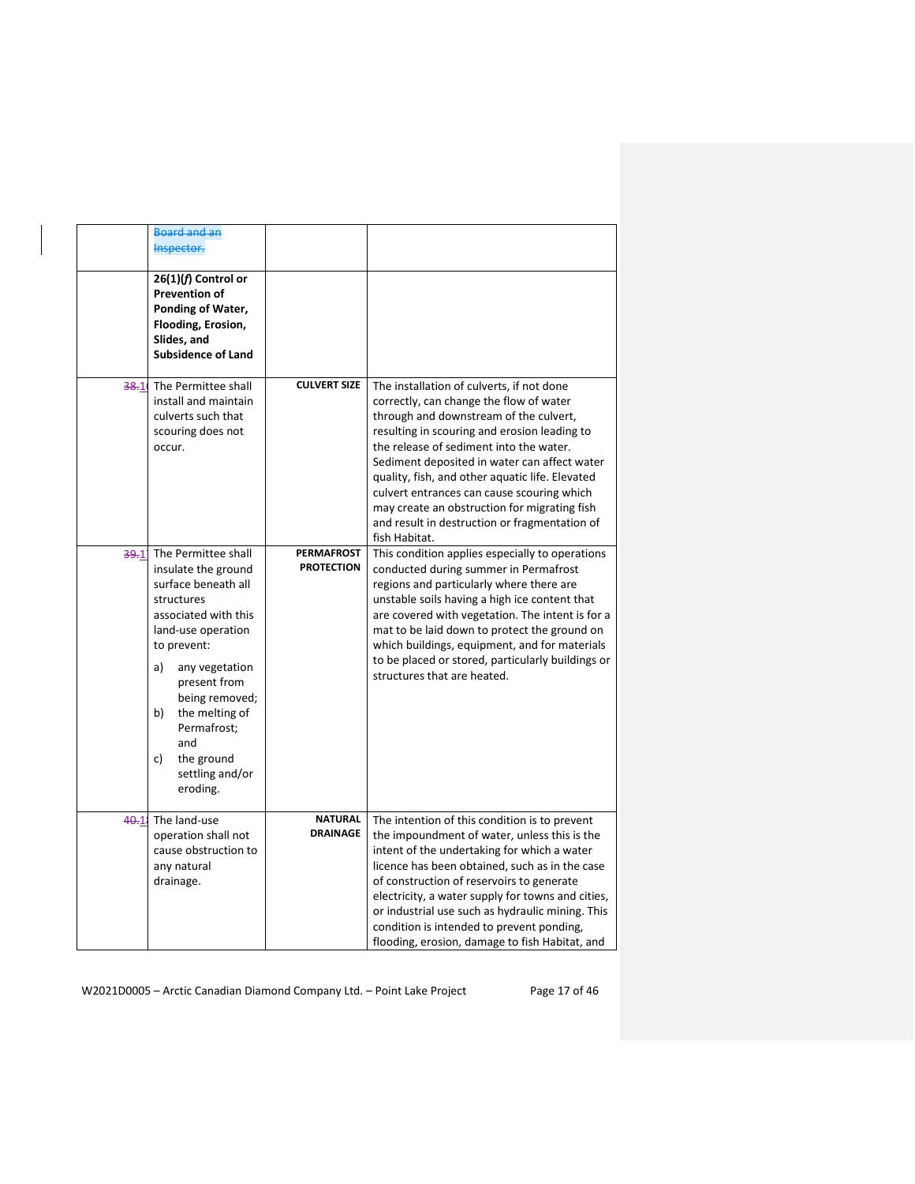| | | | |
|---|---|---|---|
| | ~~Board and an Inspector.~~ | | |
| | **26(1)(*f*) Control or Prevention of Ponding of Water, Flooding, Erosion, Slides, and Subsidence of Land** | | |
| ~~38.~~1 | The Permittee shall install and maintain culverts such that scouring does not occur. | **CULVERT SIZE** | The installation of culverts, if not done correctly, can change the flow of water through and downstream of the culvert, resulting in scouring and erosion leading to the release of sediment into the water. Sediment deposited in water can affect water quality, fish, and other aquatic life. Elevated culvert entrances can cause scouring which may create an obstruction for migrating fish and result in destruction or fragmentation of fish Habitat. |
| ~~39.~~1 | The Permittee shall insulate the ground surface beneath all structures associated with this land-use operation to prevent:<br>a) any vegetation present from being removed;<br>b) the melting of Permafrost; and<br>c) the ground settling and/or eroding. | **PERMAFROST PROTECTION** | This condition applies especially to operations conducted during summer in Permafrost regions and particularly where there are unstable soils having a high ice content that are covered with vegetation. The intent is for a mat to be laid down to protect the ground on which buildings, equipment, and for materials to be placed or stored, particularly buildings or structures that are heated. |
| ~~40.~~1 | The land-use operation shall not cause obstruction to any natural drainage. | **NATURAL DRAINAGE** | The intention of this condition is to prevent the impoundment of water, unless this is the intent of the undertaking for which a water licence has been obtained, such as in the case of construction of reservoirs to generate electricity, a water supply for towns and cities, or industrial use such as hydraulic mining. This condition is intended to prevent ponding, flooding, erosion, damage to fish Habitat, and |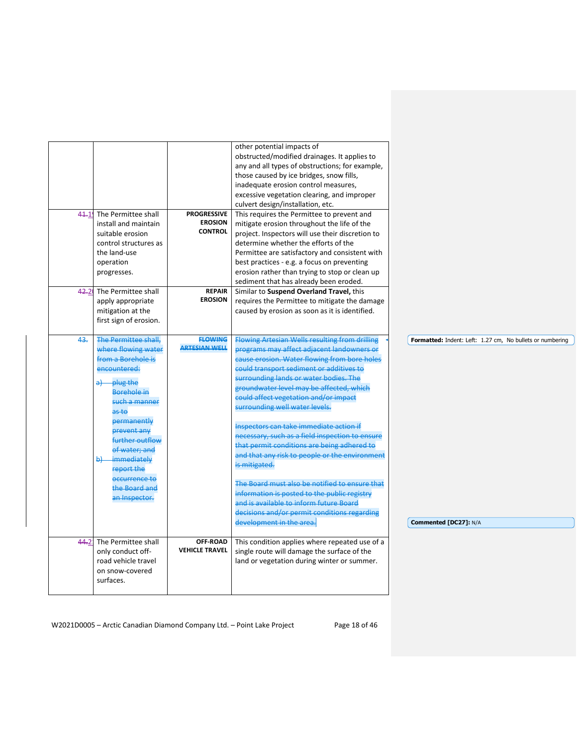|  |  |  | other potential impacts of obstructed/modified drainages. It applies to any and all types of obstructions; for example, those caused by ice bridges, snow fills, inadequate erosion control measures, excessive vegetation clearing, and improper culvert design/installation, etc. |
|---|---|---|---|
| ~~41.~~19 | The Permittee shall install and maintain suitable erosion control structures as the land-use operation progresses. | **PROGRESSIVE EROSION CONTROL** | This requires the Permittee to prevent and mitigate erosion throughout the life of the project. Inspectors will use their discretion to determine whether the efforts of the Permittee are satisfactory and consistent with best practices - e.g. a focus on preventing erosion rather than trying to stop or clean up sediment that has already been eroded. |
| ~~42.~~20 | The Permittee shall apply appropriate mitigation at the first sign of erosion. | **REPAIR EROSION** | Similar to **Suspend Overland Travel,** this requires the Permittee to mitigate the damage caused by erosion as soon as it is identified. |
| ~~43.~~ | ~~The Permittee shall, where flowing water from a Borehole is encountered:~~<br>~~a) plug the Borehole in such a manner as to permanently prevent any further outflow of water; and~~<br>~~b) immediately report the occurrence to the Board and an Inspector.~~ | ~~**FLOWING ARTESIAN WELL**~~ | ~~Flowing Artesian Wells resulting from drilling programs may affect adjacent landowners or cause erosion. Water flowing from bore holes could transport sediment or additives to surrounding lands or water bodies. The groundwater level may be affected, which could affect vegetation and/or impact surrounding well water levels.~~<br><br>~~Inspectors can take immediate action if necessary, such as a field inspection to ensure that permit conditions are being adhered to and that any risk to people or the environment is mitigated.~~<br><br>~~The Board must also be notified to ensure that information is posted to the public registry and is available to inform future Board decisions and/or permit conditions regarding development in the area.~~ |
| ~~44.~~21 | The Permittee shall only conduct off-road vehicle travel on snow-covered surfaces. | **OFF-ROAD VEHICLE TRAVEL** | This condition applies where repeated use of a single route will damage the surface of the land or vegetation during winter or summer. |

**Formatted:** Indent: Left: 1.27 cm, No bullets or numbering

**Commented [DC27]:** N/A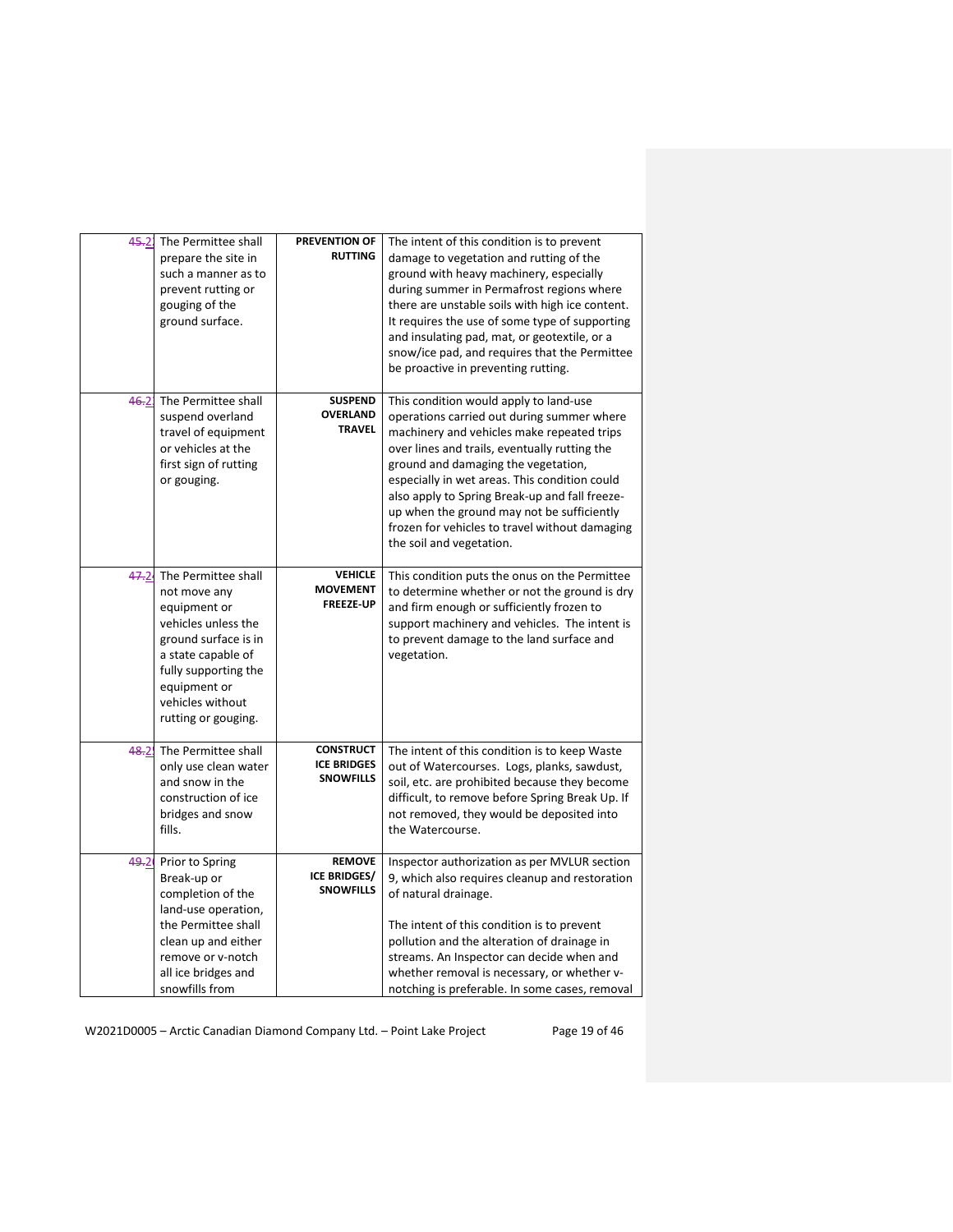| | | | |
|---|---|---|---|
| ~~45.~~2 | The Permittee shall prepare the site in such a manner as to prevent rutting or gouging of the ground surface. | **PREVENTION OF RUTTING** | The intent of this condition is to prevent damage to vegetation and rutting of the ground with heavy machinery, especially during summer in Permafrost regions where there are unstable soils with high ice content. It requires the use of some type of supporting and insulating pad, mat, or geotextile, or a snow/ice pad, and requires that the Permittee be proactive in preventing rutting. |
| ~~46.~~2 | The Permittee shall suspend overland travel of equipment or vehicles at the first sign of rutting or gouging. | **SUSPEND OVERLAND TRAVEL** | This condition would apply to land-use operations carried out during summer where machinery and vehicles make repeated trips over lines and trails, eventually rutting the ground and damaging the vegetation, especially in wet areas. This condition could also apply to Spring Break-up and fall freeze-up when the ground may not be sufficiently frozen for vehicles to travel without damaging the soil and vegetation. |
| ~~47.~~2 | The Permittee shall not move any equipment or vehicles unless the ground surface is in a state capable of fully supporting the equipment or vehicles without rutting or gouging. | **VEHICLE MOVEMENT FREEZE-UP** | This condition puts the onus on the Permittee to determine whether or not the ground is dry and firm enough or sufficiently frozen to support machinery and vehicles. The intent is to prevent damage to the land surface and vegetation. |
| ~~48.~~2 | The Permittee shall only use clean water and snow in the construction of ice bridges and snow fills. | **CONSTRUCT ICE BRIDGES SNOWFILLS** | The intent of this condition is to keep Waste out of Watercourses. Logs, planks, sawdust, soil, etc. are prohibited because they become difficult, to remove before Spring Break Up. If not removed, they would be deposited into the Watercourse. |
| ~~49.~~2 | Prior to Spring Break-up or completion of the land-use operation, the Permittee shall clean up and either remove or v-notch all ice bridges and snowfills from | **REMOVE ICE BRIDGES/ SNOWFILLS** | Inspector authorization as per MVLUR section 9, which also requires cleanup and restoration of natural drainage.<br><br>The intent of this condition is to prevent pollution and the alteration of drainage in streams. An Inspector can decide when and whether removal is necessary, or whether v-notching is preferable. In some cases, removal |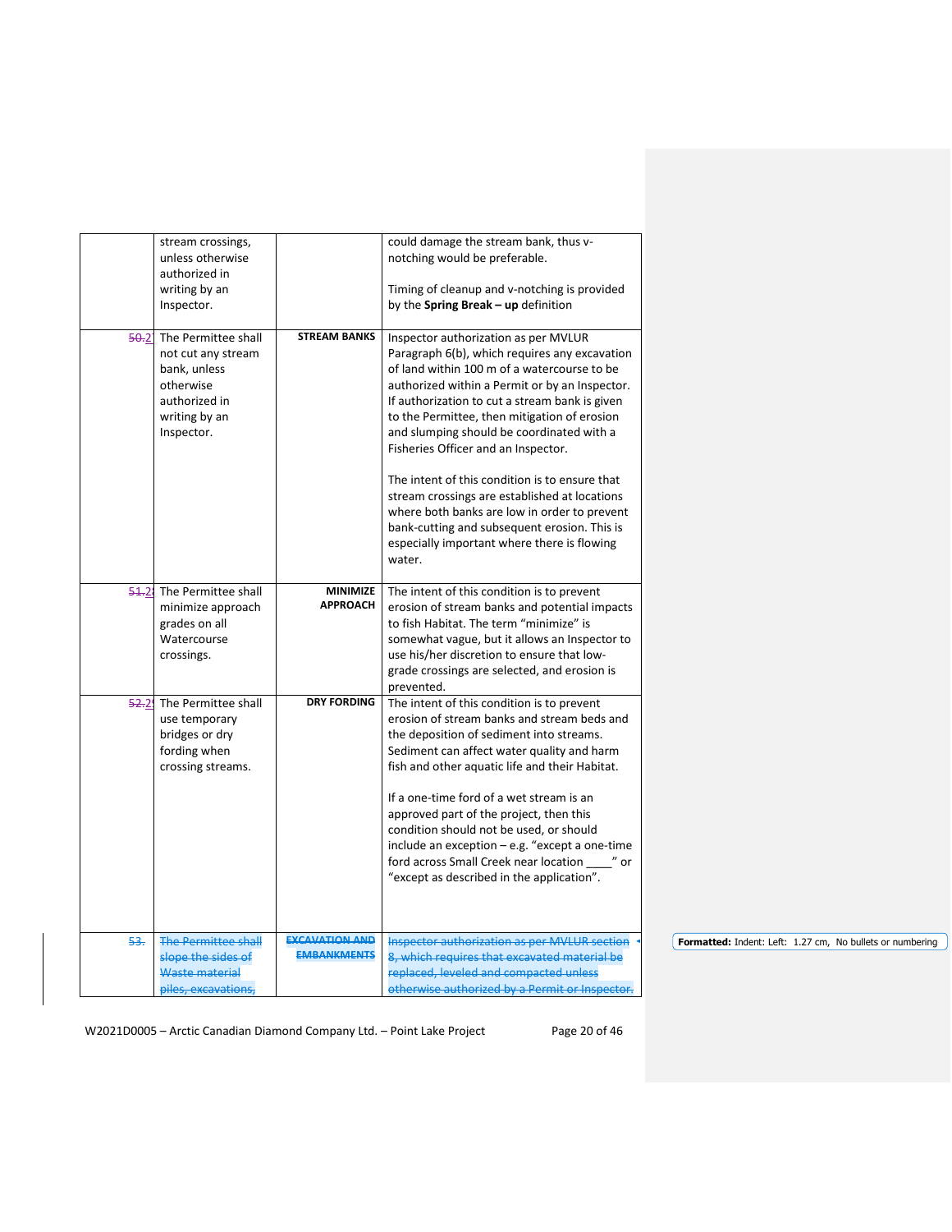| | | | |
|---|---|---|---|
| | stream crossings, unless otherwise authorized in writing by an Inspector. | | could damage the stream bank, thus v-notching would be preferable.<br><br>Timing of cleanup and v-notching is provided by the **Spring Break – up** definition |
| ~~50.~~2 | The Permittee shall not cut any stream bank, unless otherwise authorized in writing by an Inspector. | **STREAM BANKS** | Inspector authorization as per MVLUR Paragraph 6(b), which requires any excavation of land within 100 m of a watercourse to be authorized within a Permit or by an Inspector. If authorization to cut a stream bank is given to the Permittee, then mitigation of erosion and slumping should be coordinated with a Fisheries Officer and an Inspector.<br><br>The intent of this condition is to ensure that stream crossings are established at locations where both banks are low in order to prevent bank-cutting and subsequent erosion. This is especially important where there is flowing water. |
| ~~51.~~2 | The Permittee shall minimize approach grades on all Watercourse crossings. | **MINIMIZE APPROACH** | The intent of this condition is to prevent erosion of stream banks and potential impacts to fish Habitat. The term "minimize" is somewhat vague, but it allows an Inspector to use his/her discretion to ensure that low-grade crossings are selected, and erosion is prevented. |
| ~~52.~~2 | The Permittee shall use temporary bridges or dry fording when crossing streams. | **DRY FORDING** | The intent of this condition is to prevent erosion of stream banks and stream beds and the deposition of sediment into streams. Sediment can affect water quality and harm fish and other aquatic life and their Habitat.<br><br>If a one-time ford of a wet stream is an approved part of the project, then this condition should not be used, or should include an exception – e.g. "except a one-time ford across Small Creek near location ____" or "except as described in the application". |
| ~~53.~~ | ~~The Permittee shall slope the sides of Waste material piles, excavations,~~ | ~~**EXCAVATION AND EMBANKMENTS**~~ | ~~Inspector authorization as per MVLUR section 8, which requires that excavated material be replaced, leveled and compacted unless otherwise authorized by a Permit or Inspector.~~ |

Formatted: Indent: Left: 1.27 cm, No bullets or numbering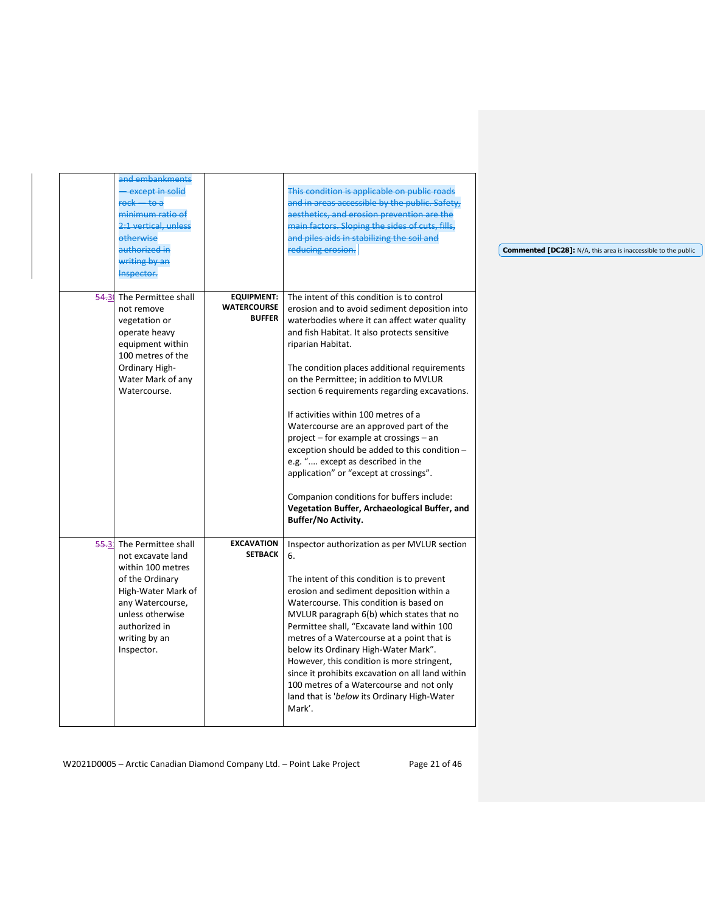| | ~~and embankments — except in solid rock — to a minimum ratio of 2:1 vertical, unless otherwise authorized in writing by an Inspector.~~ | | ~~This condition is applicable on public roads and in areas accessible by the public. Safety, aesthetics, and erosion prevention are the main factors. Sloping the sides of cuts, fills, and piles aids in stabilizing the soil and reducing erosion.~~ |
|---|---|---|---|
| ~~54.~~30 | The Permittee shall not remove vegetation or operate heavy equipment within 100 metres of the Ordinary High-Water Mark of any Watercourse. | **EQUIPMENT: WATERCOURSE BUFFER** | The intent of this condition is to control erosion and to avoid sediment deposition into waterbodies where it can affect water quality and fish Habitat. It also protects sensitive riparian Habitat.<br><br>The condition places additional requirements on the Permittee; in addition to MVLUR section 6 requirements regarding excavations.<br><br>If activities within 100 metres of a Watercourse are an approved part of the project – for example at crossings – an exception should be added to this condition – e.g. ".... except as described in the application" or "except at crossings".<br><br>Companion conditions for buffers include: **Vegetation Buffer, Archaeological Buffer, and Buffer/No Activity.** |
| ~~55.~~31 | The Permittee shall not excavate land within 100 metres of the Ordinary High-Water Mark of any Watercourse, unless otherwise authorized in writing by an Inspector. | **EXCAVATION SETBACK** | Inspector authorization as per MVLUR section 6.<br><br>The intent of this condition is to prevent erosion and sediment deposition within a Watercourse. This condition is based on MVLUR paragraph 6(b) which states that no Permittee shall, "Excavate land within 100 metres of a Watercourse at a point that is below its Ordinary High-Water Mark". However, this condition is more stringent, since it prohibits excavation on all land within 100 metres of a Watercourse and not only land that is '*below* its Ordinary High-Water Mark'. |

**Commented [DC28]:** N/A, this area is inaccessible to the public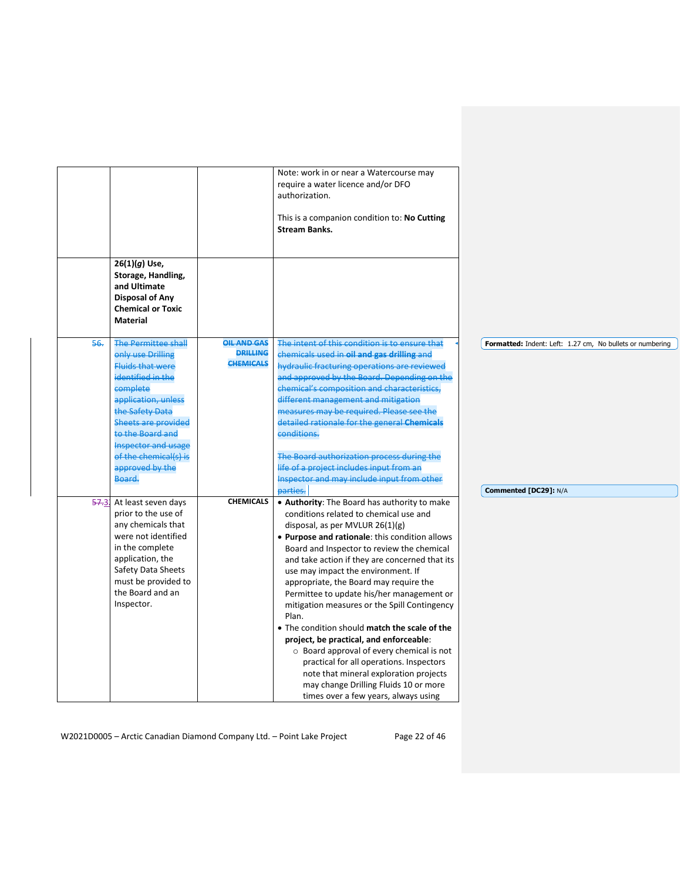| | | | |
|---|---|---|---|
| | | | Note: work in or near a Watercourse may require a water licence and/or DFO authorization.<br><br>This is a companion condition to: **No Cutting Stream Banks.** |
| | **26(1)(*g*) Use, Storage, Handling, and Ultimate Disposal of Any Chemical or Toxic Material** | | |
| ~~56.~~ | ~~The Permittee shall only use Drilling Fluids that were identified in the complete application, unless the Safety Data Sheets are provided to the Board and Inspector and usage of the chemical(s) is approved by the Board.~~ | ~~**OIL AND GAS DRILLING CHEMICALS**~~ | ~~The intent of this condition is to ensure that chemicals used in **oil and gas drilling** and hydraulic fracturing operations are reviewed and approved by the Board. Depending on the chemical's composition and characteristics, different management and mitigation measures may be required. Please see the detailed rationale for the general **Chemicals** conditions.~~<br><br>~~The Board authorization process during the life of a project includes input from an Inspector and may include input from other parties.~~ |
| ~~57.~~3. | At least seven days prior to the use of any chemicals that were not identified in the complete application, the Safety Data Sheets must be provided to the Board and an Inspector. | **CHEMICALS** | • **Authority**: The Board has authority to make conditions related to chemical use and disposal, as per MVLUR 26(1)(g)<br>• **Purpose and rationale**: this condition allows Board and Inspector to review the chemical and take action if they are concerned that its use may impact the environment. If appropriate, the Board may require the Permittee to update his/her management or mitigation measures or the Spill Contingency Plan.<br>• The condition should **match the scale of the project, be practical, and enforceable**:<br>  ○ Board approval of every chemical is not practical for all operations. Inspectors note that mineral exploration projects may change Drilling Fluids 10 or more times over a few years, always using |

**Formatted:** Indent: Left: 1.27 cm, No bullets or numbering

**Commented [DC29]:** N/A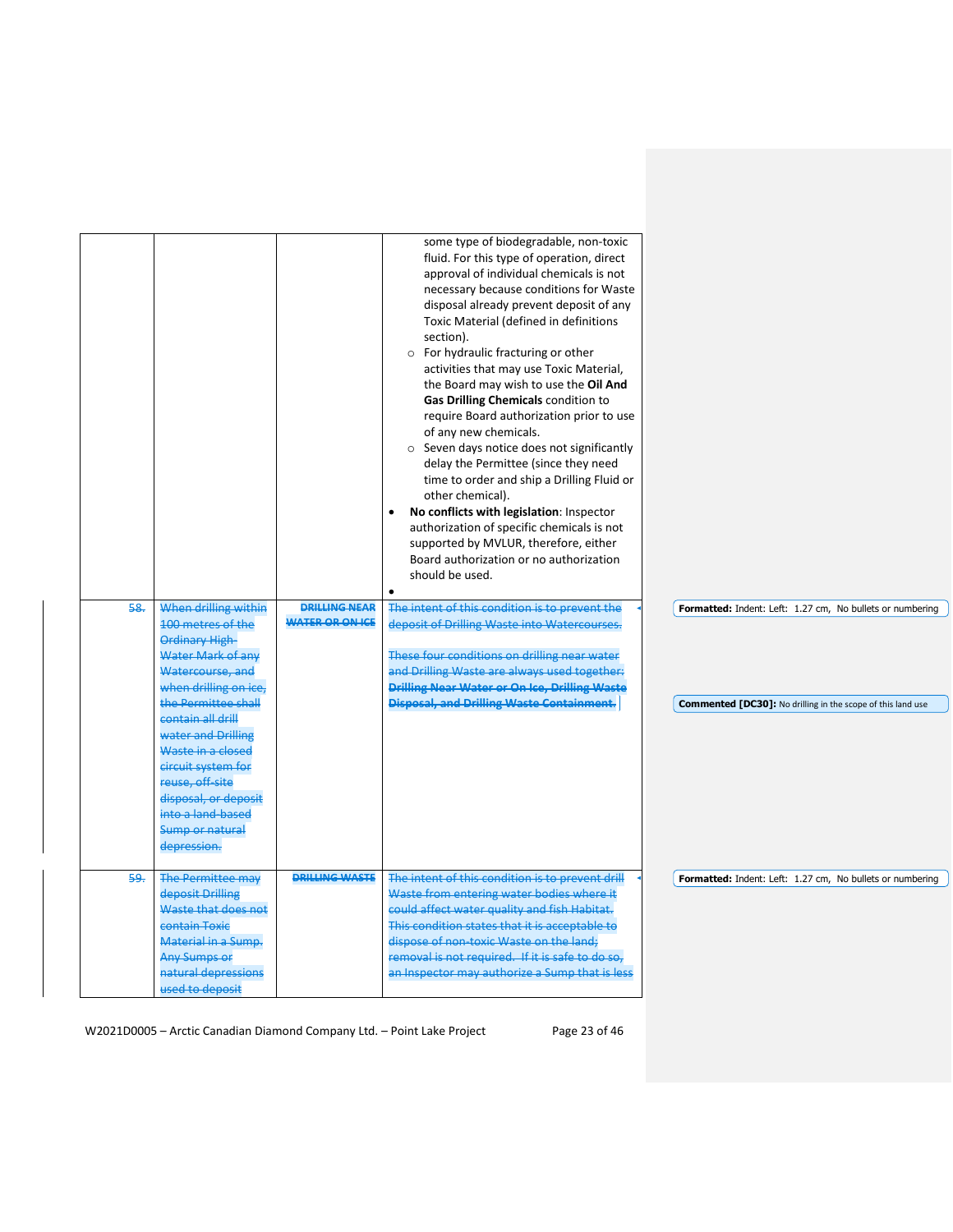| | | | |
|---|---|---|---|
| | | | ○ some type of biodegradable, non-toxic fluid. For this type of operation, direct approval of individual chemicals is not necessary because conditions for Waste disposal already prevent deposit of any Toxic Material (defined in definitions section).<br>○ For hydraulic fracturing or other activities that may use Toxic Material, the Board may wish to use the **Oil And Gas Drilling Chemicals** condition to require Board authorization prior to use of any new chemicals.<br>○ Seven days notice does not significantly delay the Permittee (since they need time to order and ship a Drilling Fluid or other chemical).<br>• **No conflicts with legislation**: Inspector authorization of specific chemicals is not supported by MVLUR, therefore, either Board authorization or no authorization should be used.<br>• |
| ~~58.~~ | ~~When drilling within 100 metres of the Ordinary High-Water Mark of any Watercourse, and when drilling on ice, the Permittee shall contain all drill water and Drilling Waste in a closed circuit system for reuse, off-site disposal, or deposit into a land-based Sump or natural depression.~~ | ~~**DRILLING NEAR WATER OR ON ICE**~~ | ~~The intent of this condition is to prevent the deposit of Drilling Waste into Watercourses.~~<br><br>~~These four conditions on drilling near water and Drilling Waste are always used together: **Drilling Near Water or On Ice, Drilling Waste Disposal, and Drilling Waste Containment.**~~ |
| ~~59.~~ | ~~The Permittee may deposit Drilling Waste that does not contain Toxic Material in a Sump. Any Sumps or natural depressions used to deposit~~ | ~~**DRILLING WASTE**~~ | ~~The intent of this condition is to prevent drill Waste from entering water bodies where it could affect water quality and fish Habitat. This condition states that it is acceptable to dispose of non-toxic Waste on the land; removal is not required. If it is safe to do so, an Inspector may authorize a Sump that is less~~ |

**Formatted:** Indent: Left: 1.27 cm, No bullets or numbering

**Commented [DC30]:** No drilling in the scope of this land use

**Formatted:** Indent: Left: 1.27 cm, No bullets or numbering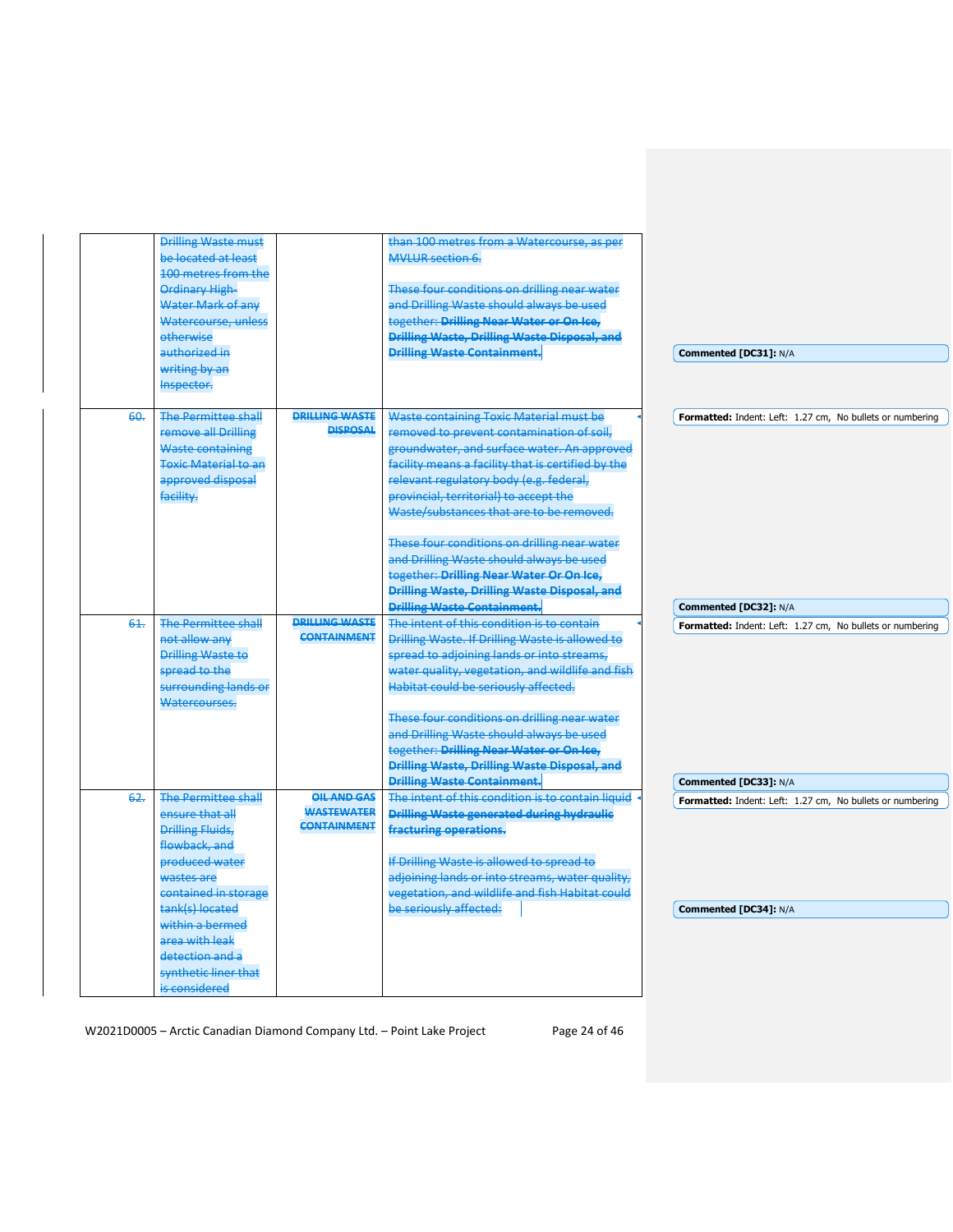|  |  |  |  |
|---|---|---|---|
|  | Drilling Waste must be located at least 100 metres from the Ordinary High-Water Mark of any Watercourse, unless otherwise authorized in writing by an Inspector. |  | than 100 metres from a Watercourse, as per MVLUR section 6.<br><br>These four conditions on drilling near water and Drilling Waste should always be used together: **Drilling Near Water or On Ice, Drilling Waste, Drilling Waste Disposal, and Drilling Waste Containment.** |
| 60. | The Permittee shall remove all Drilling Waste containing Toxic Material to an approved disposal facility. | **DRILLING WASTE DISPOSAL** | Waste containing Toxic Material must be removed to prevent contamination of soil, groundwater, and surface water. An approved facility means a facility that is certified by the relevant regulatory body (e.g. federal, provincial, territorial) to accept the Waste/substances that are to be removed.<br><br>These four conditions on drilling near water and Drilling Waste should always be used together: **Drilling Near Water Or On Ice, Drilling Waste, Drilling Waste Disposal, and Drilling Waste Containment.** |
| 61. | The Permittee shall not allow any Drilling Waste to spread to the surrounding lands or Watercourses. | **DRILLING WASTE CONTAINMENT** | The intent of this condition is to contain Drilling Waste. If Drilling Waste is allowed to spread to adjoining lands or into streams, water quality, vegetation, and wildlife and fish Habitat could be seriously affected.<br><br>These four conditions on drilling near water and Drilling Waste should always be used together: **Drilling Near Water or On Ice, Drilling Waste, Drilling Waste Disposal, and Drilling Waste Containment.** |
| 62. | The Permittee shall ensure that all Drilling Fluids, flowback, and produced water wastes are contained in storage tank(s) located within a bermed area with leak detection and a synthetic liner that is considered | **OIL AND GAS WASTEWATER CONTAINMENT** | The intent of this condition is to contain liquid **Drilling Waste generated during hydraulic fracturing operations.**<br><br>If Drilling Waste is allowed to spread to adjoining lands or into streams, water quality, vegetation, and wildlife and fish Habitat could be seriously affected. |

Commented [DC31]: N/A

Formatted: Indent: Left: 1.27 cm, No bullets or numbering

Commented [DC32]: N/A

Formatted: Indent: Left: 1.27 cm, No bullets or numbering

Commented [DC33]: N/A

Formatted: Indent: Left: 1.27 cm, No bullets or numbering

Commented [DC34]: N/A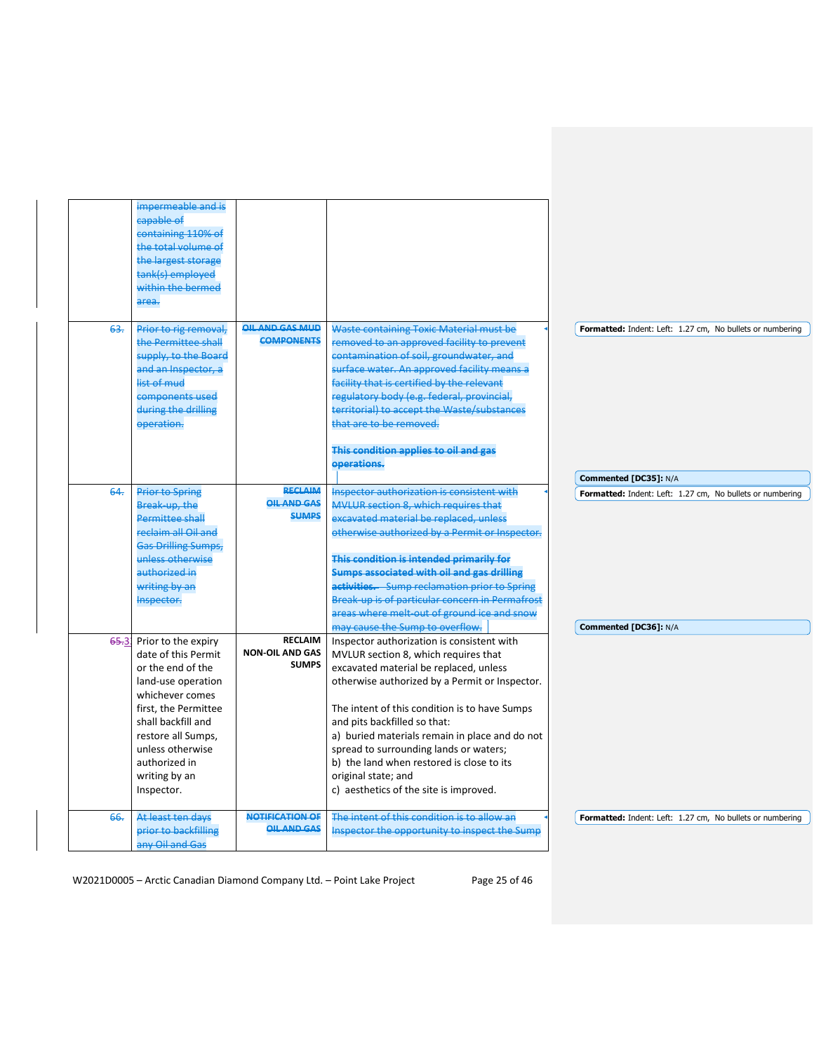| | | | |
|---|---|---|---|
| | ~~impermeable and is capable of containing 110% of the total volume of the largest storage tank(s) employed within the bermed area.~~ | | |
| ~~63.~~ | ~~Prior to rig removal, the Permittee shall supply, to the Board and an Inspector, a list of mud components used during the drilling operation.~~ | ~~**OIL AND GAS MUD COMPONENTS**~~ | ~~Waste containing Toxic Material must be removed to an approved facility to prevent contamination of soil, groundwater, and surface water. An approved facility means a facility that is certified by the relevant regulatory body (e.g. federal, provincial, territorial) to accept the Waste/substances that are to be removed.~~<br><br>~~**This condition applies to oil and gas operations.**~~ |
| ~~64.~~ | ~~Prior to Spring Break-up, the Permittee shall reclaim all Oil and Gas Drilling Sumps, unless otherwise authorized in writing by an Inspector.~~ | ~~**RECLAIM OIL AND GAS SUMPS**~~ | ~~Inspector authorization is consistent with MVLUR section 8, which requires that excavated material be replaced, unless otherwise authorized by a Permit or Inspector.~~<br><br>~~**This condition is intended primarily for Sumps associated with oil and gas drilling activities.** Sump reclamation prior to Spring Break-up is of particular concern in Permafrost areas where melt-out of ground ice and snow may cause the Sump to overflow.~~ |
| ~~65.~~3. | Prior to the expiry date of this Permit or the end of the land-use operation whichever comes first, the Permittee shall backfill and restore all Sumps, unless otherwise authorized in writing by an Inspector. | **RECLAIM NON-OIL AND GAS SUMPS** | Inspector authorization is consistent with MVLUR section 8, which requires that excavated material be replaced, unless otherwise authorized by a Permit or Inspector.<br><br>The intent of this condition is to have Sumps and pits backfilled so that:<br>a) buried materials remain in place and do not spread to surrounding lands or waters;<br>b) the land when restored is close to its original state; and<br>c) aesthetics of the site is improved. |
| ~~66.~~ | ~~At least ten days prior to backfilling any Oil and Gas~~ | ~~**NOTIFICATION OF OIL AND GAS**~~ | ~~The intent of this condition is to allow an Inspector the opportunity to inspect the Sump~~ |

**Formatted:** Indent: Left: 1.27 cm, No bullets or numbering

**Commented [DC35]:** N/A

**Formatted:** Indent: Left: 1.27 cm, No bullets or numbering

**Commented [DC36]:** N/A

**Formatted:** Indent: Left: 1.27 cm, No bullets or numbering

W2021D0005 – Arctic Canadian Diamond Company Ltd. – Point Lake Project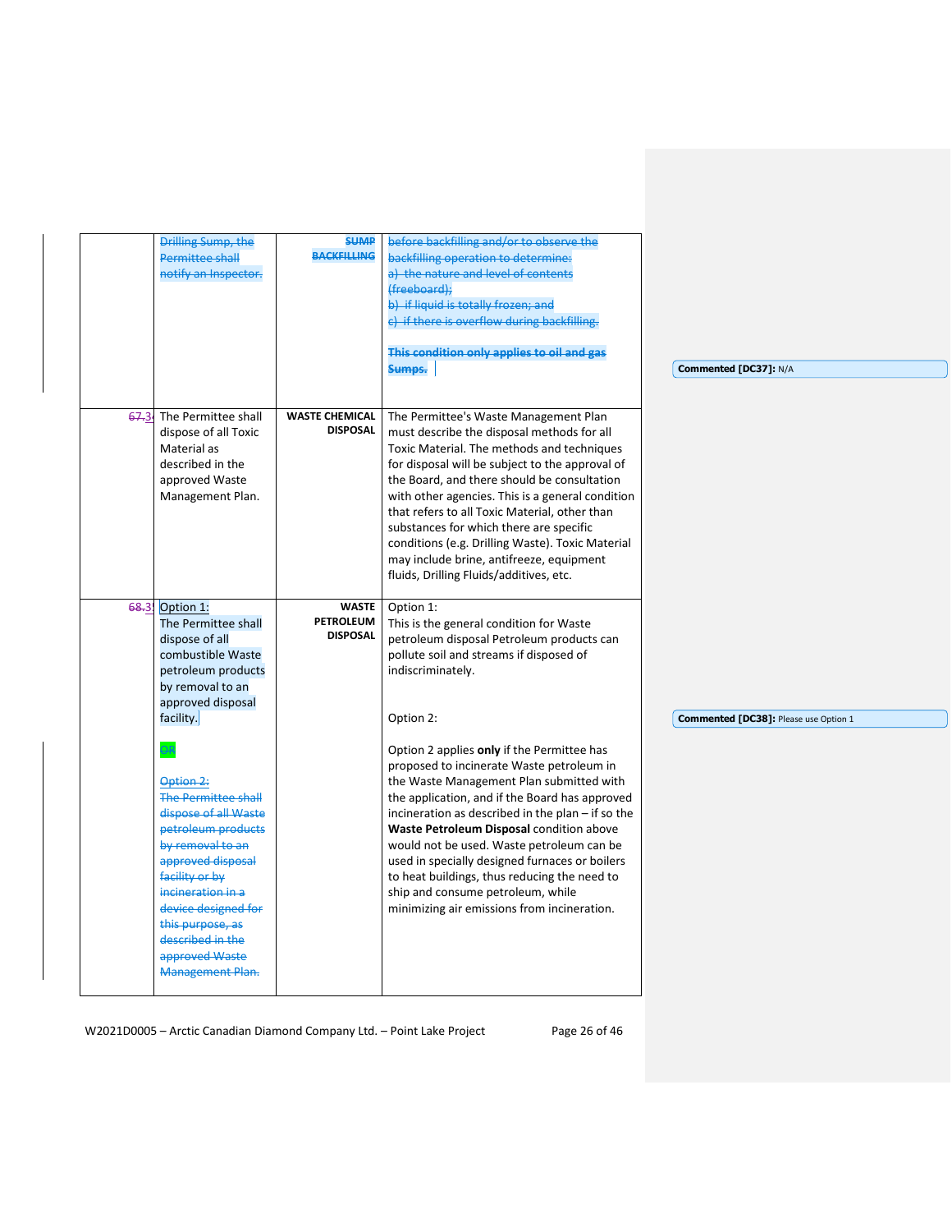| | | | |
|---|---|---|---|
| | ~~Drilling Sump, the Permittee shall notify an Inspector.~~ | ~~**SUMP BACKFILLING**~~ | ~~before backfilling and/or to observe the backfilling operation to determine:~~<br>~~a) the nature and level of contents (freeboard);~~<br>~~b) if liquid is totally frozen; and~~<br>~~c) if there is overflow during backfilling.~~<br><br>~~**This condition only applies to oil and gas Sumps.**~~ |
| ~~67.~~34 | The Permittee shall dispose of all Toxic Material as described in the approved Waste Management Plan. | **WASTE CHEMICAL DISPOSAL** | The Permittee's Waste Management Plan must describe the disposal methods for all Toxic Material. The methods and techniques for disposal will be subject to the approval of the Board, and there should be consultation with other agencies. This is a general condition that refers to all Toxic Material, other than substances for which there are specific conditions (e.g. Drilling Waste). Toxic Material may include brine, antifreeze, equipment fluids, Drilling Fluids/additives, etc. |
| ~~68.~~35 | Option 1:<br>The Permittee shall dispose of all combustible Waste petroleum products by removal to an approved disposal facility.<br><br>~~OR~~<br><br>~~Option 2:~~<br>~~The Permittee shall dispose of all Waste petroleum products by removal to an approved disposal facility or by incineration in a device designed for this purpose, as described in the approved Waste Management Plan.~~ | **WASTE PETROLEUM DISPOSAL** | Option 1:<br>This is the general condition for Waste petroleum disposal Petroleum products can pollute soil and streams if disposed of indiscriminately.<br><br>Option 2:<br><br>Option 2 applies **only** if the Permittee has proposed to incinerate Waste petroleum in the Waste Management Plan submitted with the application, and if the Board has approved incineration as described in the plan – if so the **Waste Petroleum Disposal** condition above would not be used. Waste petroleum can be used in specially designed furnaces or boilers to heat buildings, thus reducing the need to ship and consume petroleum, while minimizing air emissions from incineration. |

**Commented [DC37]:** N/A

**Commented [DC38]:** Please use Option 1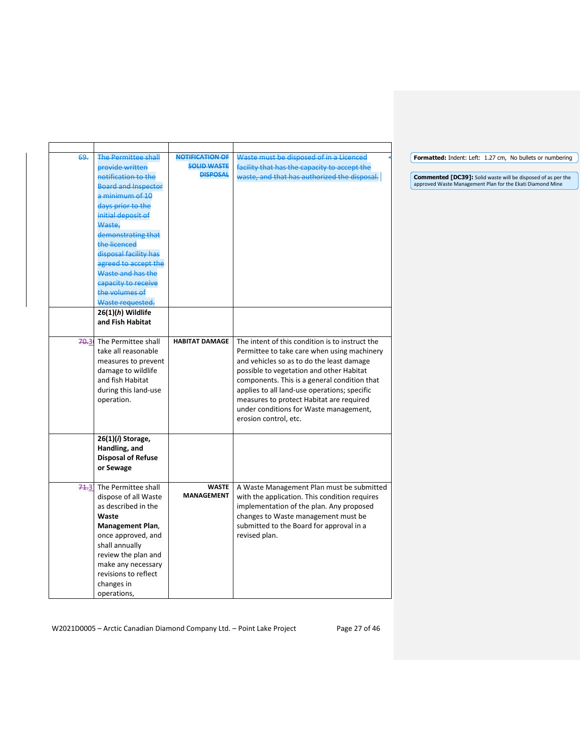|  |  |  |  |
|---|---|---|---|
| ~~69.~~ | ~~The Permittee shall provide written notification to the Board and Inspector a minimum of 10 days prior to the initial deposit of Waste, demonstrating that the licenced disposal facility has agreed to accept the Waste and has the capacity to receive the volumes of Waste requested.~~ | ~~**NOTIFICATION OF SOLID WASTE DISPOSAL**~~ | ~~Waste must be disposed of in a Licenced facility that has the capacity to accept the waste, and that has authorized the disposal.~~ |
|  | **26(1)(*h*) Wildlife and Fish Habitat** |  |  |
| ~~70.~~30 | The Permittee shall take all reasonable measures to prevent damage to wildlife and fish Habitat during this land-use operation. | **HABITAT DAMAGE** | The intent of this condition is to instruct the Permittee to take care when using machinery and vehicles so as to do the least damage possible to vegetation and other Habitat components. This is a general condition that applies to all land-use operations; specific measures to protect Habitat are required under conditions for Waste management, erosion control, etc. |
|  | **26(1)(*i*) Storage, Handling, and Disposal of Refuse or Sewage** |  |  |
| ~~71.~~31 | The Permittee shall dispose of all Waste as described in the **Waste Management Plan**, once approved, and shall annually review the plan and make any necessary revisions to reflect changes in operations, | **WASTE MANAGEMENT** | A Waste Management Plan must be submitted with the application. This condition requires implementation of the plan. Any proposed changes to Waste management must be submitted to the Board for approval in a revised plan. |

**Formatted:** Indent: Left: 1.27 cm, No bullets or numbering

**Commented [DC39]:** Solid waste will be disposed of as per the approved Waste Management Plan for the Ekati Diamond Mine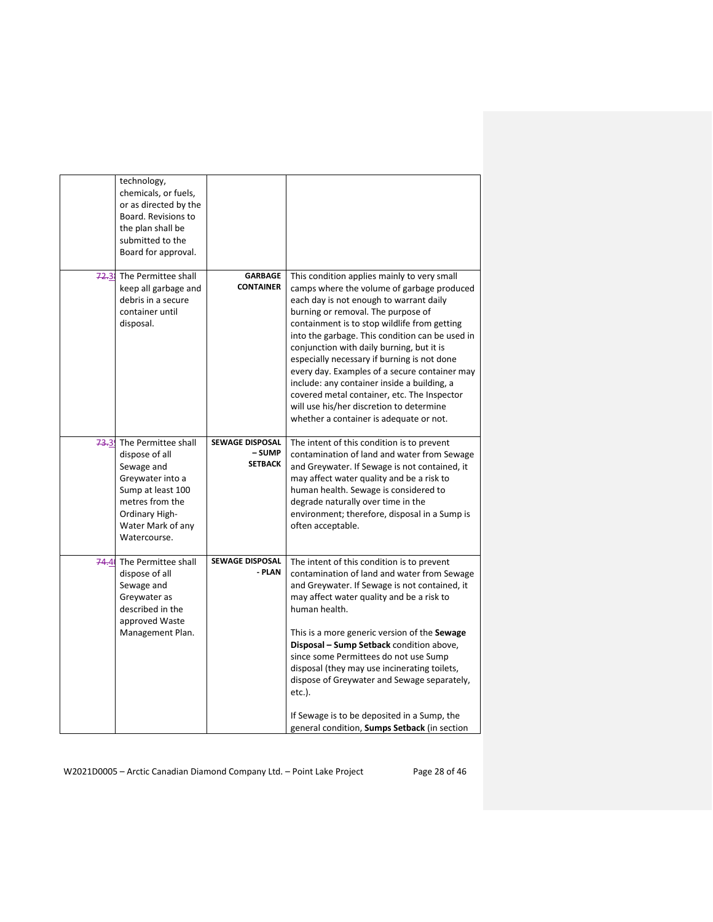| | | | |
|---|---|---|---|
| | technology, chemicals, or fuels, or as directed by the Board. Revisions to the plan shall be submitted to the Board for approval. | | |
| ~~72.~~3 | The Permittee shall keep all garbage and debris in a secure container until disposal. | **GARBAGE CONTAINER** | This condition applies mainly to very small camps where the volume of garbage produced each day is not enough to warrant daily burning or removal. The purpose of containment is to stop wildlife from getting into the garbage. This condition can be used in conjunction with daily burning, but it is especially necessary if burning is not done every day. Examples of a secure container may include: any container inside a building, a covered metal container, etc. The Inspector will use his/her discretion to determine whether a container is adequate or not. |
| ~~73.~~3 | The Permittee shall dispose of all Sewage and Greywater into a Sump at least 100 metres from the Ordinary High-Water Mark of any Watercourse. | **SEWAGE DISPOSAL – SUMP SETBACK** | The intent of this condition is to prevent contamination of land and water from Sewage and Greywater. If Sewage is not contained, it may affect water quality and be a risk to human health. Sewage is considered to degrade naturally over time in the environment; therefore, disposal in a Sump is often acceptable. |
| ~~74.~~4 | The Permittee shall dispose of all Sewage and Greywater as described in the approved Waste Management Plan. | **SEWAGE DISPOSAL - PLAN** | The intent of this condition is to prevent contamination of land and water from Sewage and Greywater. If Sewage is not contained, it may affect water quality and be a risk to human health.<br><br>This is a more generic version of the **Sewage Disposal – Sump Setback** condition above, since some Permittees do not use Sump disposal (they may use incinerating toilets, dispose of Greywater and Sewage separately, etc.).<br><br>If Sewage is to be deposited in a Sump, the general condition, **Sumps Setback** (in section |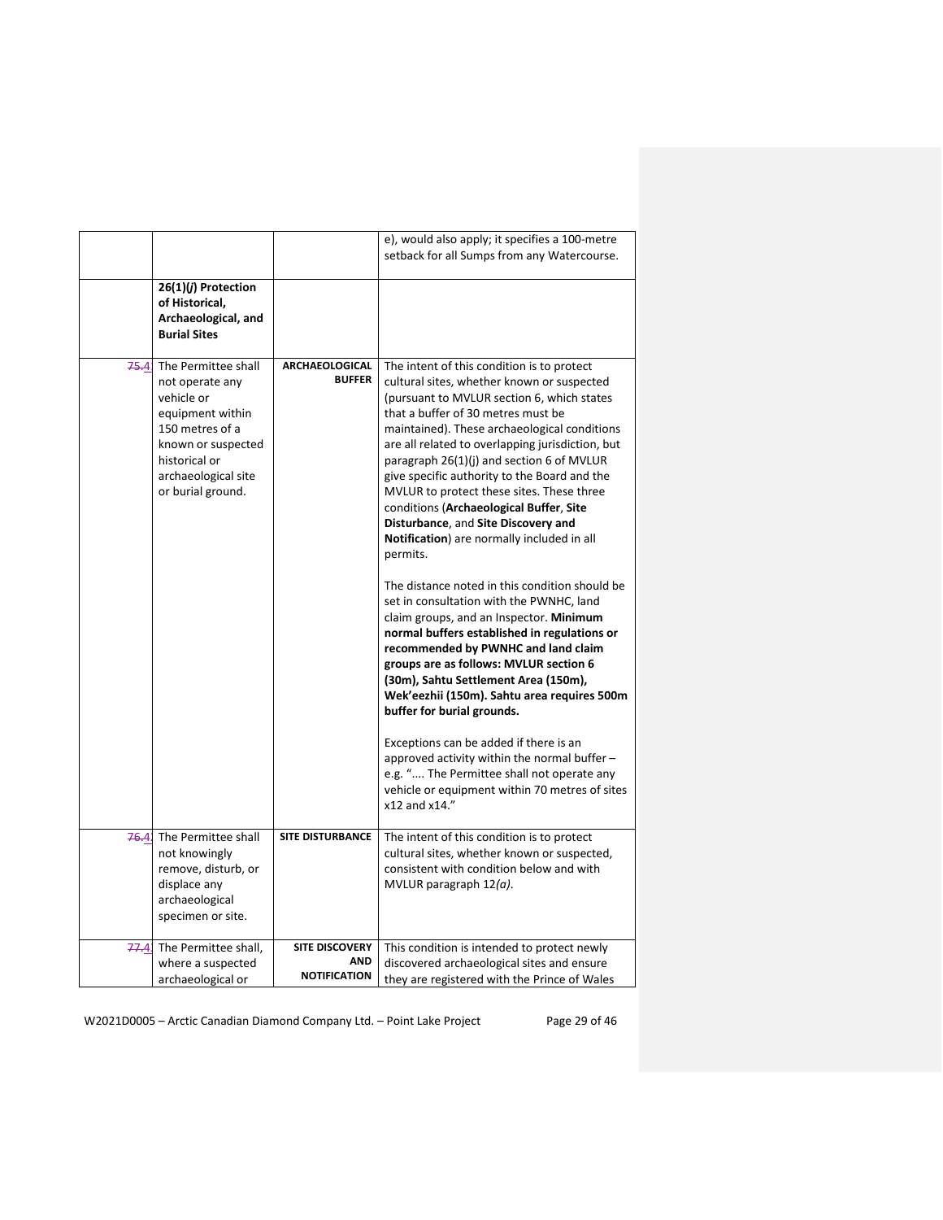| | | | |
|---|---|---|---|
| | | | e), would also apply; it specifies a 100-metre setback for all Sumps from any Watercourse. |
| | **26(1)(*j*) Protection of Historical, Archaeological, and Burial Sites** | | |
| ~~75.~~4. | The Permittee shall not operate any vehicle or equipment within 150 metres of a known or suspected historical or archaeological site or burial ground. | **ARCHAEOLOGICAL BUFFER** | The intent of this condition is to protect cultural sites, whether known or suspected (pursuant to MVLUR section 6, which states that a buffer of 30 metres must be maintained). These archaeological conditions are all related to overlapping jurisdiction, but paragraph 26(1)(j) and section 6 of MVLUR give specific authority to the Board and the MVLUR to protect these sites. These three conditions (**Archaeological Buffer**, **Site Disturbance**, and **Site Discovery and Notification**) are normally included in all permits.<br><br>The distance noted in this condition should be set in consultation with the PWNHC, land claim groups, and an Inspector. **Minimum normal buffers established in regulations or recommended by PWNHC and land claim groups are as follows: MVLUR section 6 (30m), Sahtu Settlement Area (150m), Wek'eezhii (150m). Sahtu area requires 500m buffer for burial grounds.**<br><br>Exceptions can be added if there is an approved activity within the normal buffer – e.g. ".... The Permittee shall not operate any vehicle or equipment within 70 metres of sites x12 and x14." |
| ~~76.~~4. | The Permittee shall not knowingly remove, disturb, or displace any archaeological specimen or site. | **SITE DISTURBANCE** | The intent of this condition is to protect cultural sites, whether known or suspected, consistent with condition below and with MVLUR paragraph 12*(a)*. |
| ~~77.~~4. | The Permittee shall, where a suspected archaeological or | **SITE DISCOVERY AND NOTIFICATION** | This condition is intended to protect newly discovered archaeological sites and ensure they are registered with the Prince of Wales |

W2021D0005 – Arctic Canadian Diamond Company Ltd. – Point Lake Project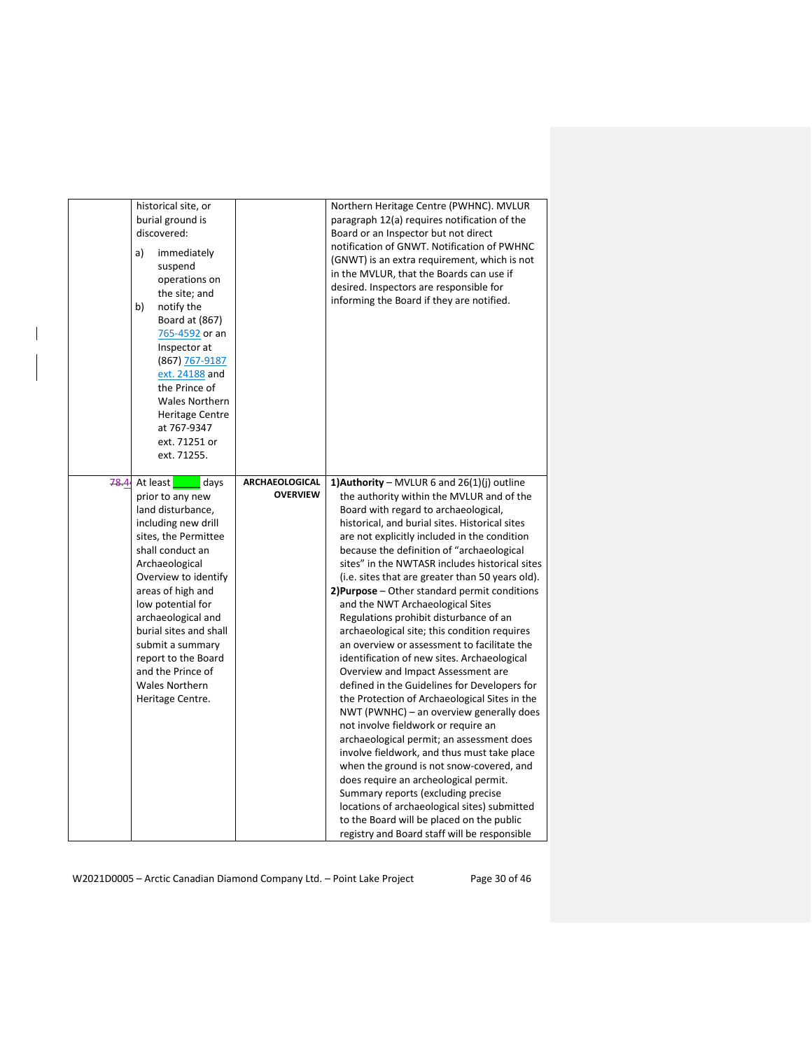| | | | |
|---|---|---|---|
| | historical site, or burial ground is discovered: a) immediately suspend operations on the site; and b) notify the Board at (867) 765-4592 or an Inspector at (867) 767-9187 ext. 24188 and the Prince of Wales Northern Heritage Centre at 767-9347 ext. 71251 or ext. 71255. | | Northern Heritage Centre (PWHNC). MVLUR paragraph 12(a) requires notification of the Board or an Inspector but not direct notification of GNWT. Notification of PWHNC (GNWT) is an extra requirement, which is not in the MVLUR, that the Boards can use if desired. Inspectors are responsible for informing the Board if they are notified. |
| ~~78.~~4 | At least _____ days prior to any new land disturbance, including new drill sites, the Permittee shall conduct an Archaeological Overview to identify areas of high and low potential for archaeological and burial sites and shall submit a summary report to the Board and the Prince of Wales Northern Heritage Centre. | **ARCHAEOLOGICAL OVERVIEW** | **1)Authority** – MVLUR 6 and 26(1)(j) outline the authority within the MVLUR and of the Board with regard to archaeological, historical, and burial sites. Historical sites are not explicitly included in the condition because the definition of "archaeological sites" in the NWTASR includes historical sites (i.e. sites that are greater than 50 years old). **2)Purpose** – Other standard permit conditions and the NWT Archaeological Sites Regulations prohibit disturbance of an archaeological site; this condition requires an overview or assessment to facilitate the identification of new sites. Archaeological Overview and Impact Assessment are defined in the Guidelines for Developers for the Protection of Archaeological Sites in the NWT (PWNHC) – an overview generally does not involve fieldwork or require an archaeological permit; an assessment does involve fieldwork, and thus must take place when the ground is not snow-covered, and does require an archeological permit. Summary reports (excluding precise locations of archaeological sites) submitted to the Board will be placed on the public registry and Board staff will be responsible |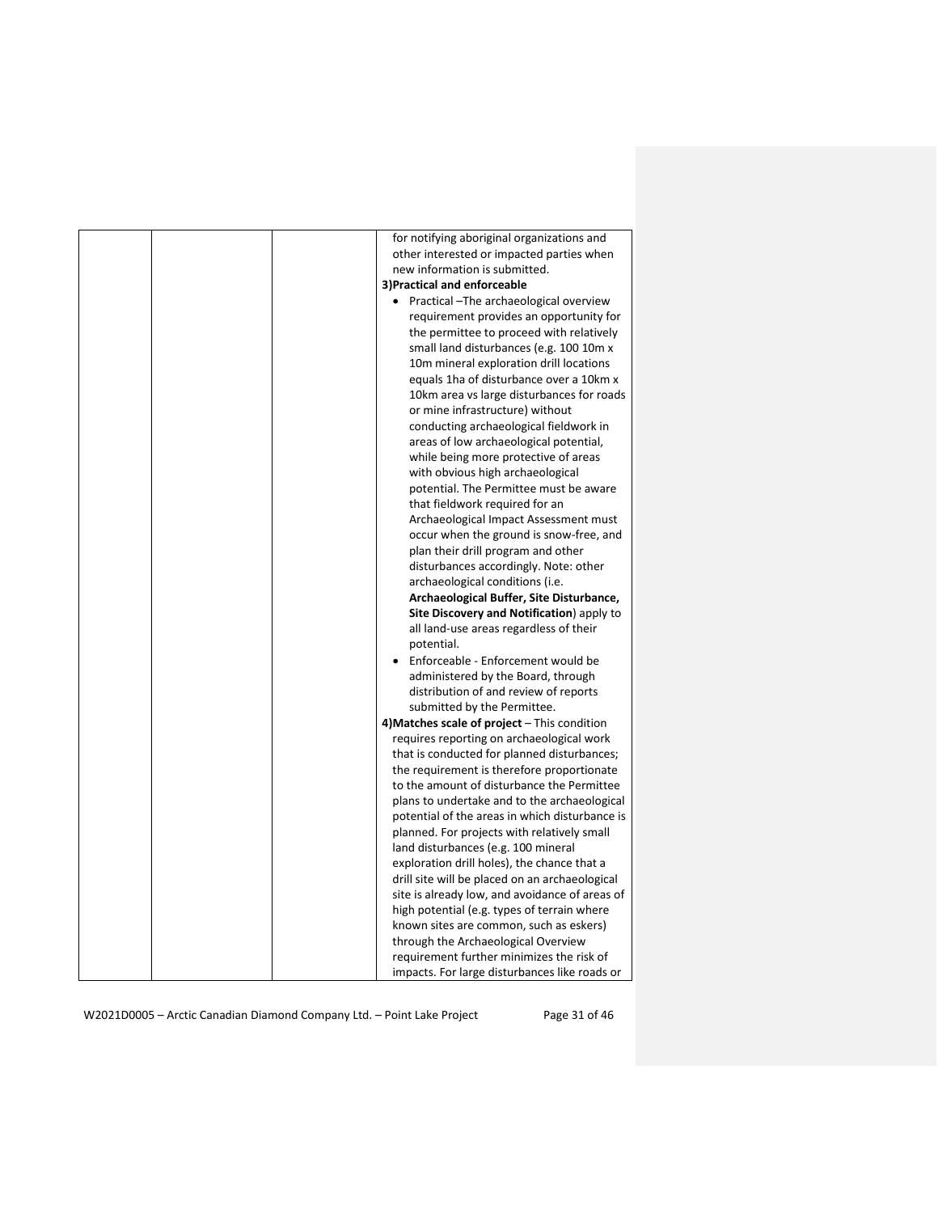|  |  |  | for notifying aboriginal organizations and other interested or impacted parties when new information is submitted.<br>**3)Practical and enforceable**<br>• Practical –The archaeological overview requirement provides an opportunity for the permittee to proceed with relatively small land disturbances (e.g. 100 10m x 10m mineral exploration drill locations equals 1ha of disturbance over a 10km x 10km area vs large disturbances for roads or mine infrastructure) without conducting archaeological fieldwork in areas of low archaeological potential, while being more protective of areas with obvious high archaeological potential. The Permittee must be aware that fieldwork required for an Archaeological Impact Assessment must occur when the ground is snow-free, and plan their drill program and other disturbances accordingly. Note: other archaeological conditions (i.e. **Archaeological Buffer, Site Disturbance, Site Discovery and Notification**) apply to all land-use areas regardless of their potential.<br>• Enforceable - Enforcement would be administered by the Board, through distribution of and review of reports submitted by the Permittee.<br>**4)Matches scale of project** – This condition requires reporting on archaeological work that is conducted for planned disturbances; the requirement is therefore proportionate to the amount of disturbance the Permittee plans to undertake and to the archaeological potential of the areas in which disturbance is planned. For projects with relatively small land disturbances (e.g. 100 mineral exploration drill holes), the chance that a drill site will be placed on an archaeological site is already low, and avoidance of areas of high potential (e.g. types of terrain where known sites are common, such as eskers) through the Archaeological Overview requirement further minimizes the risk of impacts. For large disturbances like roads or |
|---|---|---|---|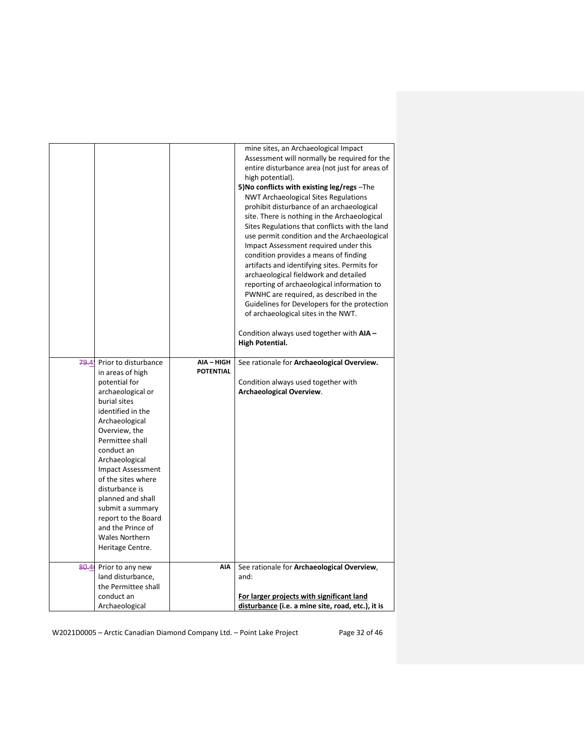| | | | |
|---|---|---|---|
| | | | mine sites, an Archaeological Impact Assessment will normally be required for the entire disturbance area (not just for areas of high potential).<br>**5)No conflicts with existing leg/regs** –The NWT Archaeological Sites Regulations prohibit disturbance of an archaeological site. There is nothing in the Archaeological Sites Regulations that conflicts with the land use permit condition and the Archaeological Impact Assessment required under this condition provides a means of finding artifacts and identifying sites. Permits for archaeological fieldwork and detailed reporting of archaeological information to PWNHC are required, as described in the Guidelines for Developers for the protection of archaeological sites in the NWT.<br><br>Condition always used together with **AIA – High Potential.** |
| ~~79.~~4! | Prior to disturbance in areas of high potential for archaeological or burial sites identified in the Archaeological Overview, the Permittee shall conduct an Archaeological Impact Assessment of the sites where disturbance is planned and shall submit a summary report to the Board and the Prince of Wales Northern Heritage Centre. | **AIA – HIGH POTENTIAL** | See rationale for **Archaeological Overview.**<br><br>Condition always used together with **Archaeological Overview**. |
| ~~80.~~4( | Prior to any new land disturbance, the Permittee shall conduct an Archaeological | **AIA** | See rationale for **Archaeological Overview**, and:<br><br>**<u>For larger projects with significant land disturbance</u> (i.e. a mine site, road, etc.), it is** |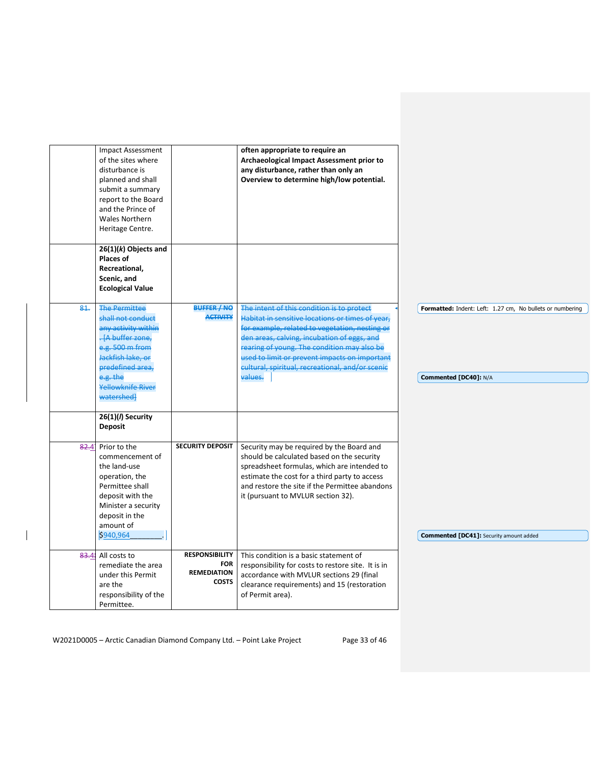| | | | |
|---|---|---|---|
| | Impact Assessment of the sites where disturbance is planned and shall submit a summary report to the Board and the Prince of Wales Northern Heritage Centre. | | **often appropriate to require an Archaeological Impact Assessment prior to any disturbance, rather than only an Overview to determine high/low potential.** |
| | **26(1)(*k*) Objects and Places of Recreational, Scenic, and Ecological Value** | | |
| ~~81.~~ | ~~The Permittee shall not conduct any activity within . [A buffer zone, e.g. 500 m from Jackfish lake, or predefined area, e.g. the Yellowknife River watershed]~~ | ~~**BUFFER / NO ACTIVITY**~~ | ~~The intent of this condition is to protect Habitat in sensitive locations or times of year, for example, related to vegetation, nesting or den areas, calving, incubation of eggs, and rearing of young. The condition may also be used to limit or prevent impacts on important cultural, spiritual, recreational, and/or scenic values.~~ |
| | **26(1)(*l*) Security Deposit** | | |
| ~~82.~~41. | Prior to the commencement of the land-use operation, the Permittee shall deposit with the Minister a security deposit in the amount of $940,964________. | **SECURITY DEPOSIT** | Security may be required by the Board and should be calculated based on the security spreadsheet formulas, which are intended to estimate the cost for a third party to access and restore the site if the Permittee abandons it (pursuant to MVLUR section 32). |
| ~~83.~~42. | All costs to remediate the area under this Permit are the responsibility of the Permittee. | **RESPONSIBILITY FOR REMEDIATION COSTS** | This condition is a basic statement of responsibility for costs to restore site. It is in accordance with MVLUR sections 29 (final clearance requirements) and 15 (restoration of Permit area). |

**Formatted:** Indent: Left: 1.27 cm, No bullets or numbering

**Commented [DC40]:** N/A

**Commented [DC41]:** Security amount added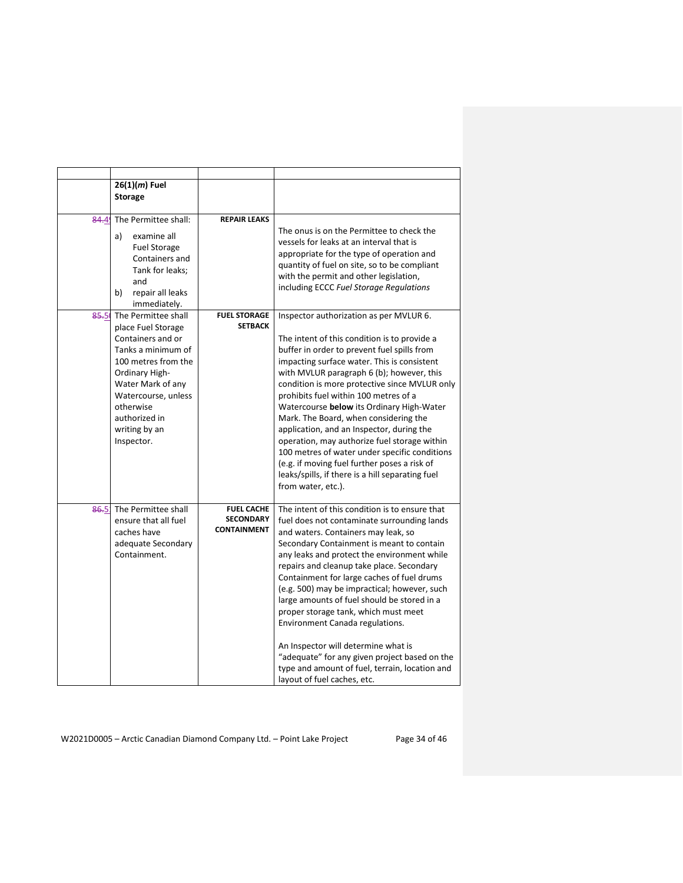| | | | |
|---|---|---|---|
| | **26(1)(*m*) Fuel Storage** | | |
| ~~84.~~49 | The Permittee shall:<br>a) examine all Fuel Storage Containers and Tank for leaks; and<br>b) repair all leaks immediately. | **REPAIR LEAKS** | The onus is on the Permittee to check the vessels for leaks at an interval that is appropriate for the type of operation and quantity of fuel on site, so to be compliant with the permit and other legislation, including ECCC *Fuel Storage Regulations* |
| ~~85.~~50 | The Permittee shall place Fuel Storage Containers and or Tanks a minimum of 100 metres from the Ordinary High-Water Mark of any Watercourse, unless otherwise authorized in writing by an Inspector. | **FUEL STORAGE SETBACK** | Inspector authorization as per MVLUR 6.<br><br>The intent of this condition is to provide a buffer in order to prevent fuel spills from impacting surface water. This is consistent with MVLUR paragraph 6 (b); however, this condition is more protective since MVLUR only prohibits fuel within 100 metres of a Watercourse **below** its Ordinary High-Water Mark. The Board, when considering the application, and an Inspector, during the operation, may authorize fuel storage within 100 metres of water under specific conditions (e.g. if moving fuel further poses a risk of leaks/spills, if there is a hill separating fuel from water, etc.). |
| ~~86.~~51 | The Permittee shall ensure that all fuel caches have adequate Secondary Containment. | **FUEL CACHE SECONDARY CONTAINMENT** | The intent of this condition is to ensure that fuel does not contaminate surrounding lands and waters. Containers may leak, so Secondary Containment is meant to contain any leaks and protect the environment while repairs and cleanup take place. Secondary Containment for large caches of fuel drums (e.g. 500) may be impractical; however, such large amounts of fuel should be stored in a proper storage tank, which must meet Environment Canada regulations.<br><br>An Inspector will determine what is "adequate" for any given project based on the type and amount of fuel, terrain, location and layout of fuel caches, etc. |

W2021D0005 – Arctic Canadian Diamond Company Ltd. – Point Lake Project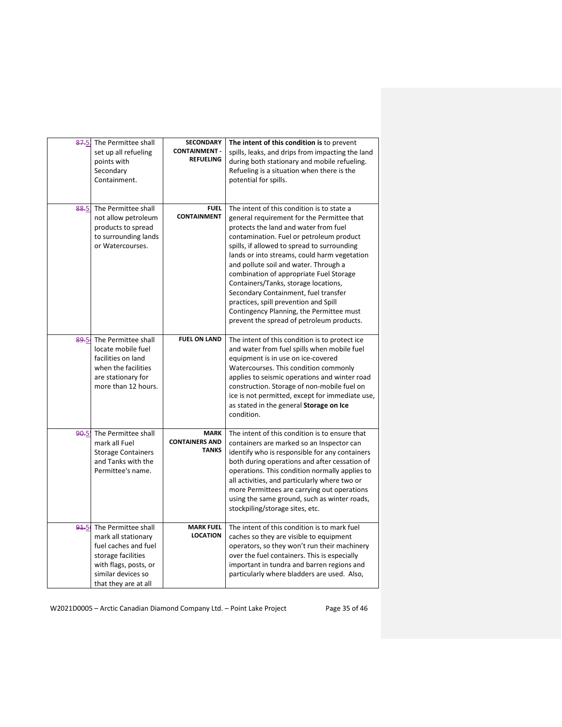| | | | |
|---|---|---|---|
| ~~87.~~5 | The Permittee shall set up all refueling points with Secondary Containment. | **SECONDARY CONTAINMENT - REFUELING** | **The intent of this condition is** to prevent spills, leaks, and drips from impacting the land during both stationary and mobile refueling. Refueling is a situation when there is the potential for spills. |
| ~~88.~~5 | The Permittee shall not allow petroleum products to spread to surrounding lands or Watercourses. | **FUEL CONTAINMENT** | The intent of this condition is to state a general requirement for the Permittee that protects the land and water from fuel contamination. Fuel or petroleum product spills, if allowed to spread to surrounding lands or into streams, could harm vegetation and pollute soil and water. Through a combination of appropriate Fuel Storage Containers/Tanks, storage locations, Secondary Containment, fuel transfer practices, spill prevention and Spill Contingency Planning, the Permittee must prevent the spread of petroleum products. |
| ~~89.~~5 | The Permittee shall locate mobile fuel facilities on land when the facilities are stationary for more than 12 hours. | **FUEL ON LAND** | The intent of this condition is to protect ice and water from fuel spills when mobile fuel equipment is in use on ice-covered Watercourses. This condition commonly applies to seismic operations and winter road construction. Storage of non-mobile fuel on ice is not permitted, except for immediate use, as stated in the general **Storage on Ice** condition. |
| ~~90.~~5 | The Permittee shall mark all Fuel Storage Containers and Tanks with the Permittee's name. | **MARK CONTAINERS AND TANKS** | The intent of this condition is to ensure that containers are marked so an Inspector can identify who is responsible for any containers both during operations and after cessation of operations. This condition normally applies to all activities, and particularly where two or more Permittees are carrying out operations using the same ground, such as winter roads, stockpiling/storage sites, etc. |
| ~~91.~~5 | The Permittee shall mark all stationary fuel caches and fuel storage facilities with flags, posts, or similar devices so that they are at all | **MARK FUEL LOCATION** | The intent of this condition is to mark fuel caches so they are visible to equipment operators, so they won't run their machinery over the fuel containers. This is especially important in tundra and barren regions and particularly where bladders are used. Also, |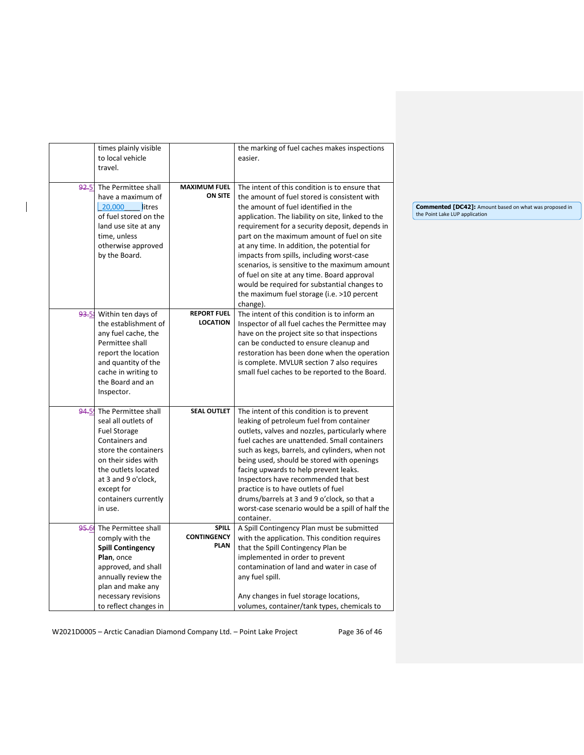| | | | |
|---|---|---|---|
| | times plainly visible to local vehicle travel. | | the marking of fuel caches makes inspections easier. |
| ~~92.~~5 | The Permittee shall have a maximum of 20,000 litres of fuel stored on the land use site at any time, unless otherwise approved by the Board. | **MAXIMUM FUEL ON SITE** | The intent of this condition is to ensure that the amount of fuel stored is consistent with the amount of fuel identified in the application. The liability on site, linked to the requirement for a security deposit, depends in part on the maximum amount of fuel on site at any time. In addition, the potential for impacts from spills, including worst-case scenarios, is sensitive to the maximum amount of fuel on site at any time. Board approval would be required for substantial changes to the maximum fuel storage (i.e. >10 percent change). |
| ~~93.~~5 | Within ten days of the establishment of any fuel cache, the Permittee shall report the location and quantity of the cache in writing to the Board and an Inspector. | **REPORT FUEL LOCATION** | The intent of this condition is to inform an Inspector of all fuel caches the Permittee may have on the project site so that inspections can be conducted to ensure cleanup and restoration has been done when the operation is complete. MVLUR section 7 also requires small fuel caches to be reported to the Board. |
| ~~94.~~5 | The Permittee shall seal all outlets of Fuel Storage Containers and store the containers on their sides with the outlets located at 3 and 9 o'clock, except for containers currently in use. | **SEAL OUTLET** | The intent of this condition is to prevent leaking of petroleum fuel from container outlets, valves and nozzles, particularly where fuel caches are unattended. Small containers such as kegs, barrels, and cylinders, when not being used, should be stored with openings facing upwards to help prevent leaks. Inspectors have recommended that best practice is to have outlets of fuel drums/barrels at 3 and 9 o'clock, so that a worst-case scenario would be a spill of half the container. |
| ~~95.~~6 | The Permittee shall comply with the **Spill Contingency Plan**, once approved, and shall annually review the plan and make any necessary revisions to reflect changes in | **SPILL CONTINGENCY PLAN** | A Spill Contingency Plan must be submitted with the application. This condition requires that the Spill Contingency Plan be implemented in order to prevent contamination of land and water in case of any fuel spill.<br><br>Any changes in fuel storage locations, volumes, container/tank types, chemicals to |

**Commented [DC42]:** Amount based on what was proposed in the Point Lake LUP application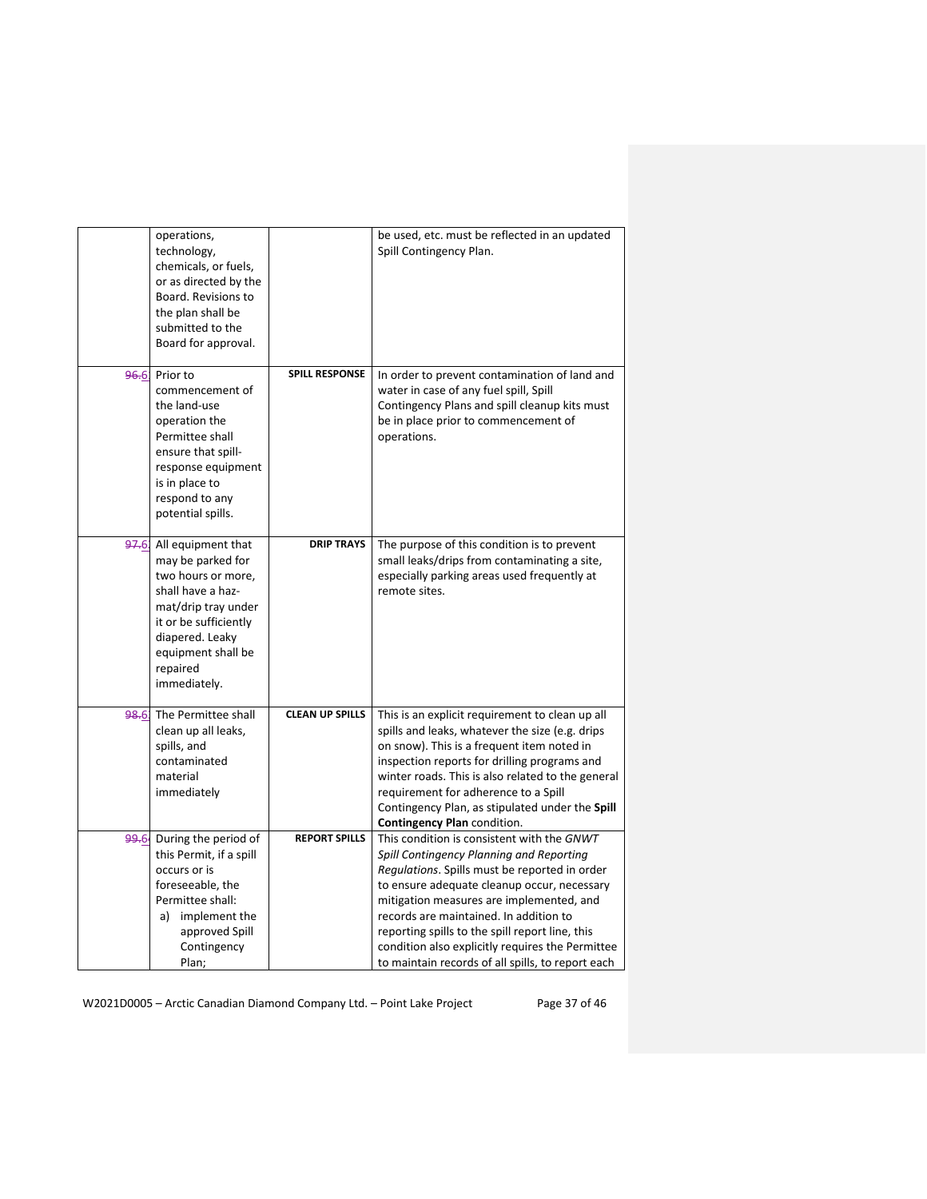| | | | |
|---|---|---|---|
| | operations, technology, chemicals, or fuels, or as directed by the Board. Revisions to the plan shall be submitted to the Board for approval. | | be used, etc. must be reflected in an updated Spill Contingency Plan. |
| 96.6 | Prior to commencement of the land-use operation the Permittee shall ensure that spill-response equipment is in place to respond to any potential spills. | **SPILL RESPONSE** | In order to prevent contamination of land and water in case of any fuel spill, Spill Contingency Plans and spill cleanup kits must be in place prior to commencement of operations. |
| 97.6 | All equipment that may be parked for two hours or more, shall have a haz-mat/drip tray under it or be sufficiently diapered. Leaky equipment shall be repaired immediately. | **DRIP TRAYS** | The purpose of this condition is to prevent small leaks/drips from contaminating a site, especially parking areas used frequently at remote sites. |
| 98.6 | The Permittee shall clean up all leaks, spills, and contaminated material immediately | **CLEAN UP SPILLS** | This is an explicit requirement to clean up all spills and leaks, whatever the size (e.g. drips on snow). This is a frequent item noted in inspection reports for drilling programs and winter roads. This is also related to the general requirement for adherence to a Spill Contingency Plan, as stipulated under the **Spill Contingency Plan** condition. |
| 99.6 | During the period of this Permit, if a spill occurs or is foreseeable, the Permittee shall: a) implement the approved Spill Contingency Plan; | **REPORT SPILLS** | This condition is consistent with the *GNWT Spill Contingency Planning and Reporting Regulations*. Spills must be reported in order to ensure adequate cleanup occur, necessary mitigation measures are implemented, and records are maintained. In addition to reporting spills to the spill report line, this condition also explicitly requires the Permittee to maintain records of all spills, to report each |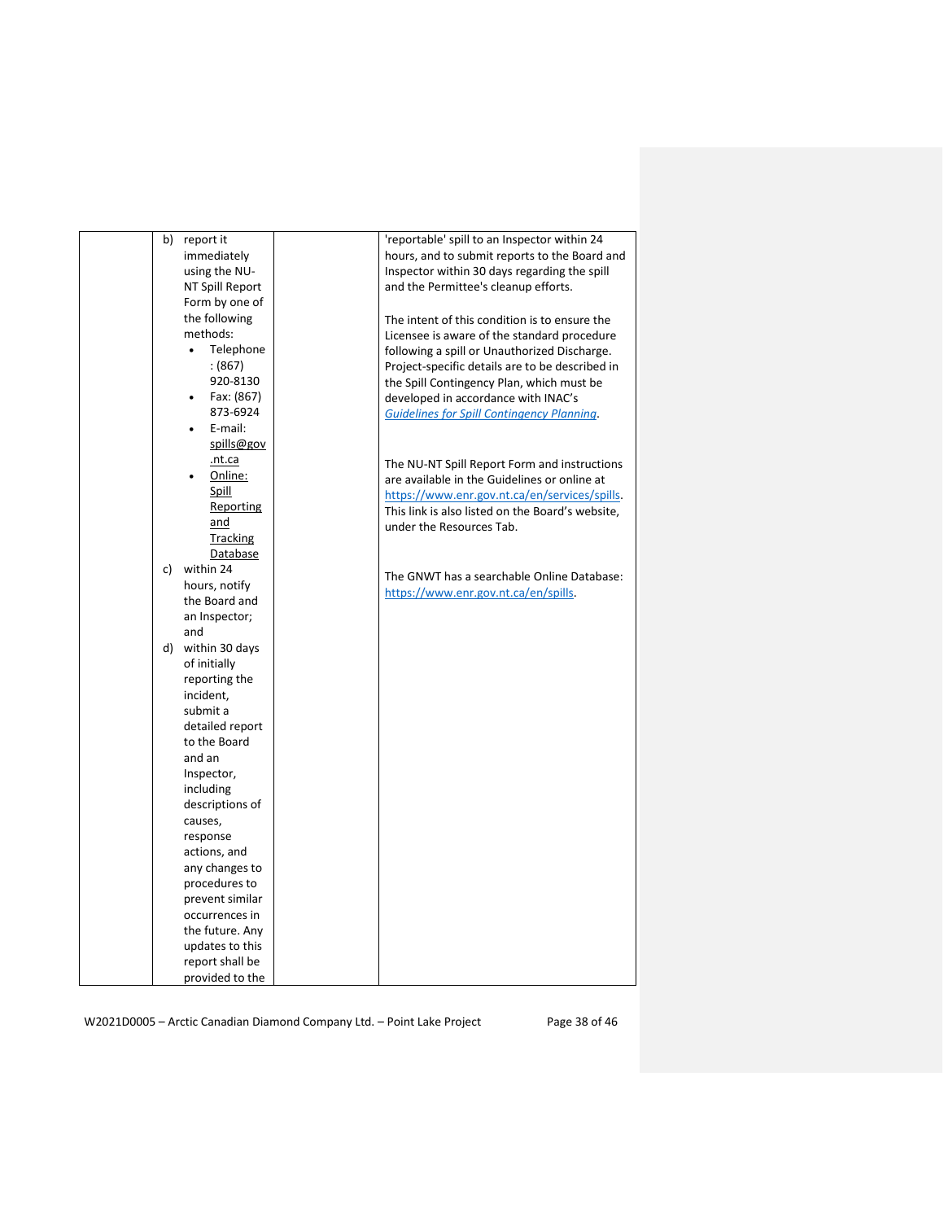| | | | |
|---|---|---|---|
| | b) report it immediately using the NU-NT Spill Report Form by one of the following methods:<br>• Telephone: (867) 920-8130<br>• Fax: (867) 873-6924<br>• E-mail: spills@gov.nt.ca<br>• Online: Spill Reporting and Tracking Database<br>c) within 24 hours, notify the Board and an Inspector; and<br>d) within 30 days of initially reporting the incident, submit a detailed report to the Board and an Inspector, including descriptions of causes, response actions, and any changes to procedures to prevent similar occurrences in the future. Any updates to this report shall be provided to the | | 'reportable' spill to an Inspector within 24 hours, and to submit reports to the Board and Inspector within 30 days regarding the spill and the Permittee's cleanup efforts.<br><br>The intent of this condition is to ensure the Licensee is aware of the standard procedure following a spill or Unauthorized Discharge. Project-specific details are to be described in the Spill Contingency Plan, which must be developed in accordance with INAC's *Guidelines for Spill Contingency Planning*.<br><br>The NU-NT Spill Report Form and instructions are available in the Guidelines or online at https://www.enr.gov.nt.ca/en/services/spills. This link is also listed on the Board's website, under the Resources Tab.<br><br>The GNWT has a searchable Online Database: https://www.enr.gov.nt.ca/en/spills. |

W2021D0005 – Arctic Canadian Diamond Company Ltd. – Point Lake Project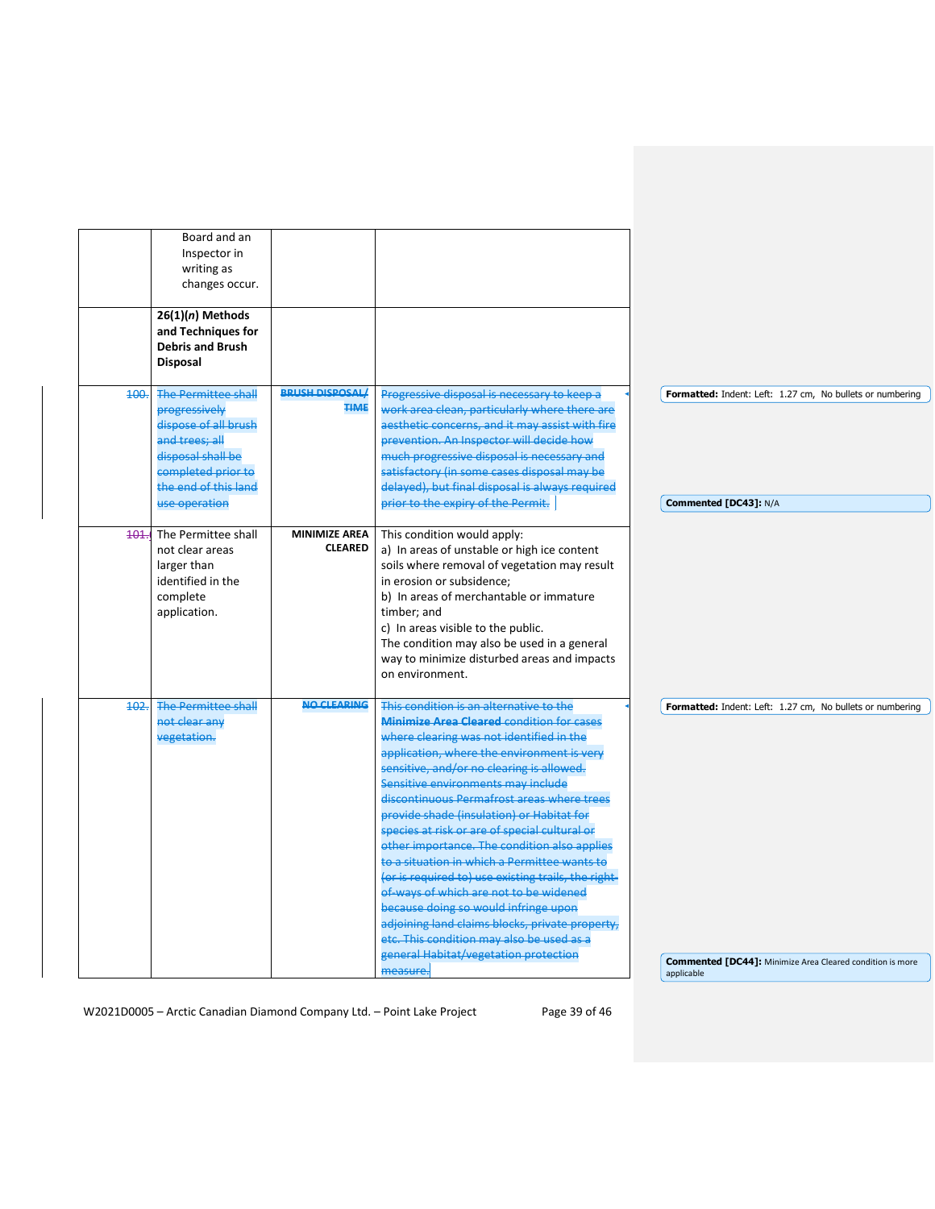|  |  |  |  |
|---|---|---|---|
|  | Board and an Inspector in writing as changes occur. |  |  |
|  | **26(1)(*n*) Methods and Techniques for Debris and Brush Disposal** |  |  |
| ~~100.~~ | ~~The Permittee shall progressively dispose of all brush and trees; all disposal shall be completed prior to the end of this land use operation~~ | ~~**BRUSH DISPOSAL/ TIME**~~ | ~~Progressive disposal is necessary to keep a work area clean, particularly where there are aesthetic concerns, and it may assist with fire prevention. An Inspector will decide how much progressive disposal is necessary and satisfactory (in some cases disposal may be delayed), but final disposal is always required prior to the expiry of the Permit.~~ |
| ~~101.~~ | The Permittee shall not clear areas larger than identified in the complete application. | **MINIMIZE AREA CLEARED** | This condition would apply:<br>a) In areas of unstable or high ice content soils where removal of vegetation may result in erosion or subsidence;<br>b) In areas of merchantable or immature timber; and<br>c) In areas visible to the public.<br>The condition may also be used in a general way to minimize disturbed areas and impacts on environment. |
| ~~102.~~ | ~~The Permittee shall not clear any vegetation.~~ | ~~**NO CLEARING**~~ | ~~This condition is an alternative to the **Minimize Area Cleared** condition for cases where clearing was not identified in the application, where the environment is very sensitive, and/or no clearing is allowed. Sensitive environments may include discontinuous Permafrost areas where trees provide shade (insulation) or Habitat for species at risk or are of special cultural or other importance. The condition also applies to a situation in which a Permittee wants to (or is required to) use existing trails, the right-of-ways of which are not to be widened because doing so would infringe upon adjoining land claims blocks, private property, etc. This condition may also be used as a general Habitat/vegetation protection measure.~~ |

**Formatted:** Indent: Left: 1.27 cm, No bullets or numbering

**Commented [DC43]:** N/A

**Formatted:** Indent: Left: 1.27 cm, No bullets or numbering

**Commented [DC44]:** Minimize Area Cleared condition is more applicable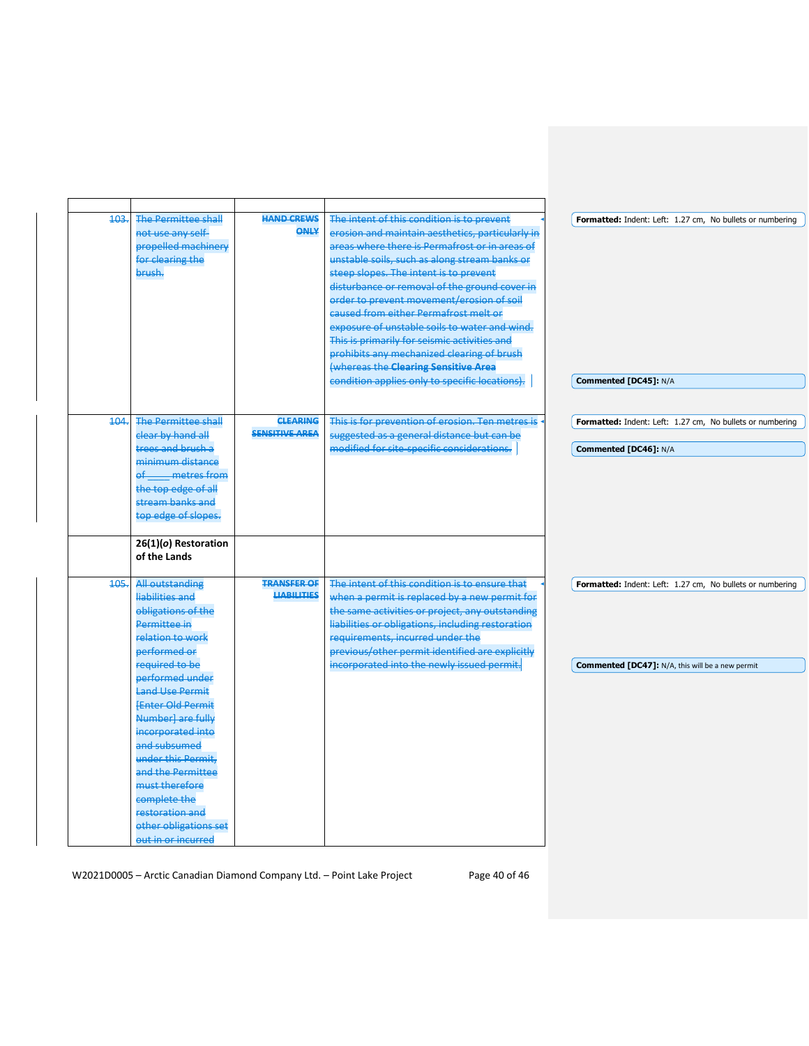|  |  |  |  |
|---|---|---|---|
| 103. | The Permittee shall not use any self-propelled machinery for clearing the brush. | **HAND CREWS ONLY** | The intent of this condition is to prevent erosion and maintain aesthetics, particularly in areas where there is Permafrost or in areas of unstable soils, such as along stream banks or steep slopes. The intent is to prevent disturbance or removal of the ground cover in order to prevent movement/erosion of soil caused from either Permafrost melt or exposure of unstable soils to water and wind. This is primarily for seismic activities and prohibits any mechanized clearing of brush (whereas the **Clearing Sensitive Area** condition applies only to specific locations). |
| 104. | The Permittee shall clear by hand all trees and brush a minimum distance of _____ metres from the top edge of all stream banks and top edge of slopes. | **CLEARING SENSITIVE AREA** | This is for prevention of erosion. Ten metres is suggested as a general distance but can be modified for site-specific considerations. |
|  | **26(1)(*o*) Restoration of the Lands** |  |  |
| 105. | All outstanding liabilities and obligations of the Permittee in relation to work performed or required to be performed under Land Use Permit [Enter Old Permit Number] are fully incorporated into and subsumed under this Permit, and the Permittee must therefore complete the restoration and other obligations set out in or incurred | **TRANSFER OF LIABILITIES** | The intent of this condition is to ensure that when a permit is replaced by a new permit for the same activities or project, any outstanding liabilities or obligations, including restoration requirements, incurred under the previous/other permit identified are explicitly incorporated into the newly issued permit. |

**Formatted:** Indent: Left: 1.27 cm, No bullets or numbering

**Commented [DC45]:** N/A

**Formatted:** Indent: Left: 1.27 cm, No bullets or numbering

**Commented [DC46]:** N/A

**Formatted:** Indent: Left: 1.27 cm, No bullets or numbering

**Commented [DC47]:** N/A, this will be a new permit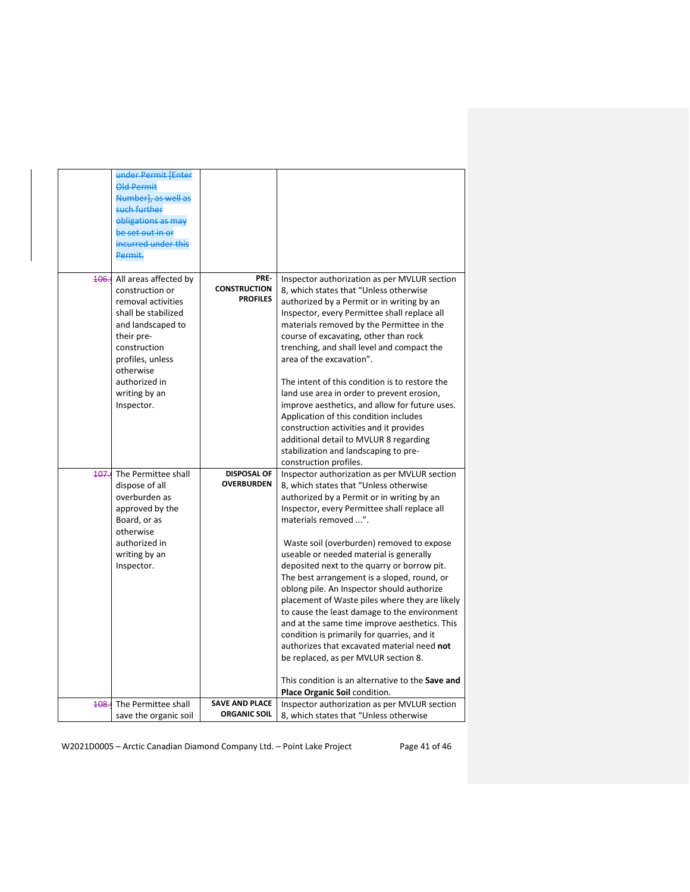| | | | |
|---|---|---|---|
| | ~~under Permit [Enter Old Permit Number], as well as such further obligations as may be set out in or incurred under this Permit.~~ | | |
| ~~106.~~ | All areas affected by construction or removal activities shall be stabilized and landscaped to their pre-construction profiles, unless otherwise authorized in writing by an Inspector. | **PRE-CONSTRUCTION PROFILES** | Inspector authorization as per MVLUR section 8, which states that "Unless otherwise authorized by a Permit or in writing by an Inspector, every Permittee shall replace all materials removed by the Permittee in the course of excavating, other than rock trenching, and shall level and compact the area of the excavation".<br><br>The intent of this condition is to restore the land use area in order to prevent erosion, improve aesthetics, and allow for future uses. Application of this condition includes construction activities and it provides additional detail to MVLUR 8 regarding stabilization and landscaping to pre-construction profiles. |
| ~~107.~~ | The Permittee shall dispose of all overburden as approved by the Board, or as otherwise authorized in writing by an Inspector. | **DISPOSAL OF OVERBURDEN** | Inspector authorization as per MVLUR section 8, which states that "Unless otherwise authorized by a Permit or in writing by an Inspector, every Permittee shall replace all materials removed ...".<br><br>Waste soil (overburden) removed to expose useable or needed material is generally deposited next to the quarry or borrow pit. The best arrangement is a sloped, round, or oblong pile. An Inspector should authorize placement of Waste piles where they are likely to cause the least damage to the environment and at the same time improve aesthetics. This condition is primarily for quarries, and it authorizes that excavated material need **not** be replaced, as per MVLUR section 8.<br><br>This condition is an alternative to the **Save and Place Organic Soil** condition. |
| ~~108.~~ | The Permittee shall save the organic soil | **SAVE AND PLACE ORGANIC SOIL** | Inspector authorization as per MVLUR section 8, which states that "Unless otherwise |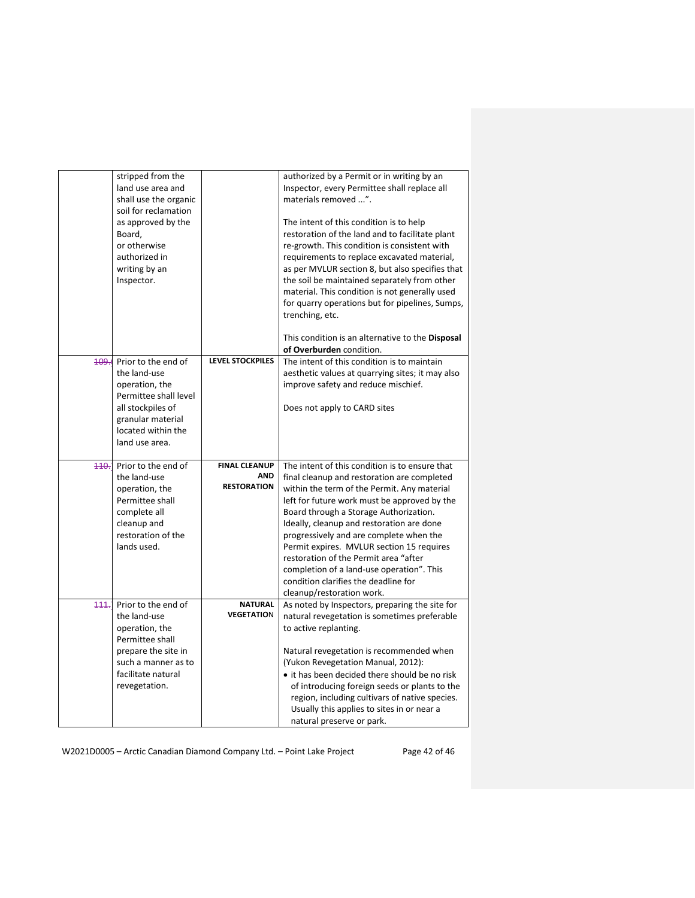| | | | |
|---|---|---|---|
| | stripped from the land use area and shall use the organic soil for reclamation as approved by the Board, or otherwise authorized in writing by an Inspector. | | authorized by a Permit or in writing by an Inspector, every Permittee shall replace all materials removed ...".<br><br>The intent of this condition is to help restoration of the land and to facilitate plant re-growth. This condition is consistent with requirements to replace excavated material, as per MVLUR section 8, but also specifies that the soil be maintained separately from other material. This condition is not generally used for quarry operations but for pipelines, Sumps, trenching, etc.<br><br>This condition is an alternative to the **Disposal of Overburden** condition. |
| ~~109.~~ | Prior to the end of the land-use operation, the Permittee shall level all stockpiles of granular material located within the land use area. | **LEVEL STOCKPILES** | The intent of this condition is to maintain aesthetic values at quarrying sites; it may also improve safety and reduce mischief.<br><br>Does not apply to CARD sites |
| ~~110.~~ | Prior to the end of the land-use operation, the Permittee shall complete all cleanup and restoration of the lands used. | **FINAL CLEANUP AND RESTORATION** | The intent of this condition is to ensure that final cleanup and restoration are completed within the term of the Permit. Any material left for future work must be approved by the Board through a Storage Authorization. Ideally, cleanup and restoration are done progressively and are complete when the Permit expires. MVLUR section 15 requires restoration of the Permit area "after completion of a land-use operation". This condition clarifies the deadline for cleanup/restoration work. |
| ~~111.~~ | Prior to the end of the land-use operation, the Permittee shall prepare the site in such a manner as to facilitate natural revegetation. | **NATURAL VEGETATION** | As noted by Inspectors, preparing the site for natural revegetation is sometimes preferable to active replanting.<br><br>Natural revegetation is recommended when (Yukon Revegetation Manual, 2012):<br>• it has been decided there should be no risk of introducing foreign seeds or plants to the region, including cultivars of native species. Usually this applies to sites in or near a natural preserve or park. |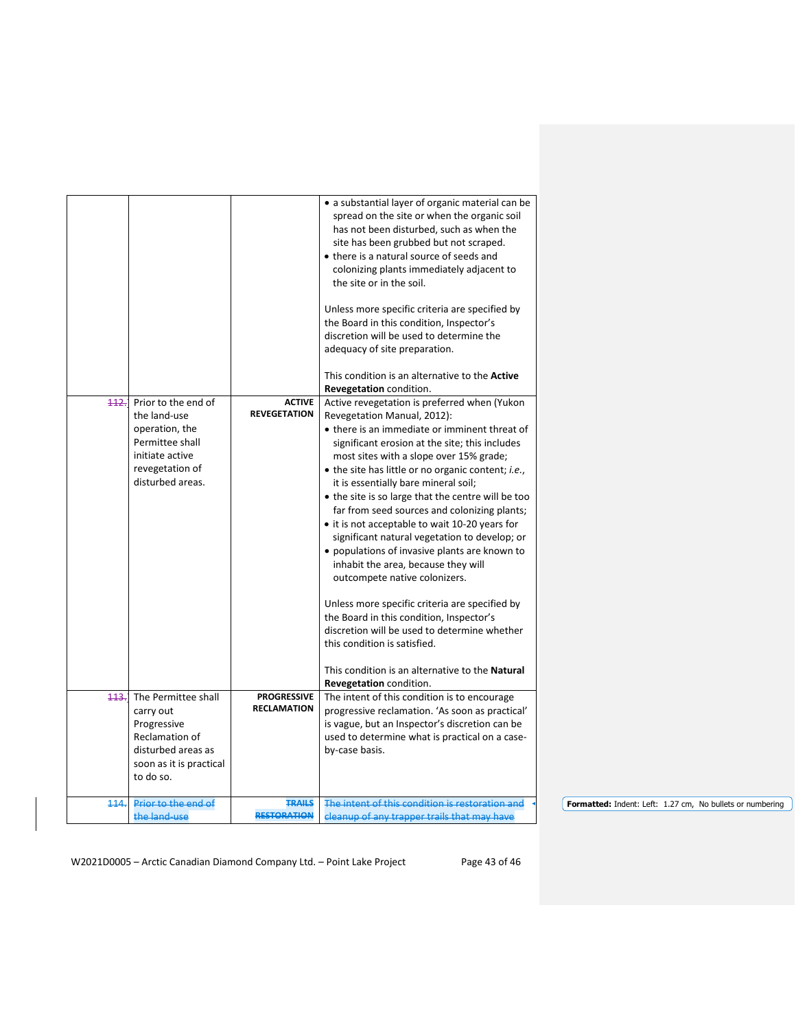| | | | |
|---|---|---|---|
| | | | • a substantial layer of organic material can be spread on the site or when the organic soil has not been disturbed, such as when the site has been grubbed but not scraped.<br>• there is a natural source of seeds and colonizing plants immediately adjacent to the site or in the soil.<br><br>Unless more specific criteria are specified by the Board in this condition, Inspector's discretion will be used to determine the adequacy of site preparation.<br><br>This condition is an alternative to the **Active Revegetation** condition. |
| ~~112.~~ | Prior to the end of the land-use operation, the Permittee shall initiate active revegetation of disturbed areas. | **ACTIVE REVEGETATION** | Active revegetation is preferred when (Yukon Revegetation Manual, 2012):<br>• there is an immediate or imminent threat of significant erosion at the site; this includes most sites with a slope over 15% grade;<br>• the site has little or no organic content; *i.e.*, it is essentially bare mineral soil;<br>• the site is so large that the centre will be too far from seed sources and colonizing plants;<br>• it is not acceptable to wait 10-20 years for significant natural vegetation to develop; or<br>• populations of invasive plants are known to inhabit the area, because they will outcompete native colonizers.<br><br>Unless more specific criteria are specified by the Board in this condition, Inspector's discretion will be used to determine whether this condition is satisfied.<br><br>This condition is an alternative to the **Natural Revegetation** condition. |
| ~~113.~~ | The Permittee shall carry out Progressive Reclamation of disturbed areas as soon as it is practical to do so. | **PROGRESSIVE RECLAMATION** | The intent of this condition is to encourage progressive reclamation. 'As soon as practical' is vague, but an Inspector's discretion can be used to determine what is practical on a case-by-case basis. |
| ~~114.~~ | ~~Prior to the end of the land-use~~ | ~~**TRAILS RESTORATION**~~ | ~~The intent of this condition is restoration and cleanup of any trapper trails that may have~~ |

Formatted: Indent: Left: 1.27 cm, No bullets or numbering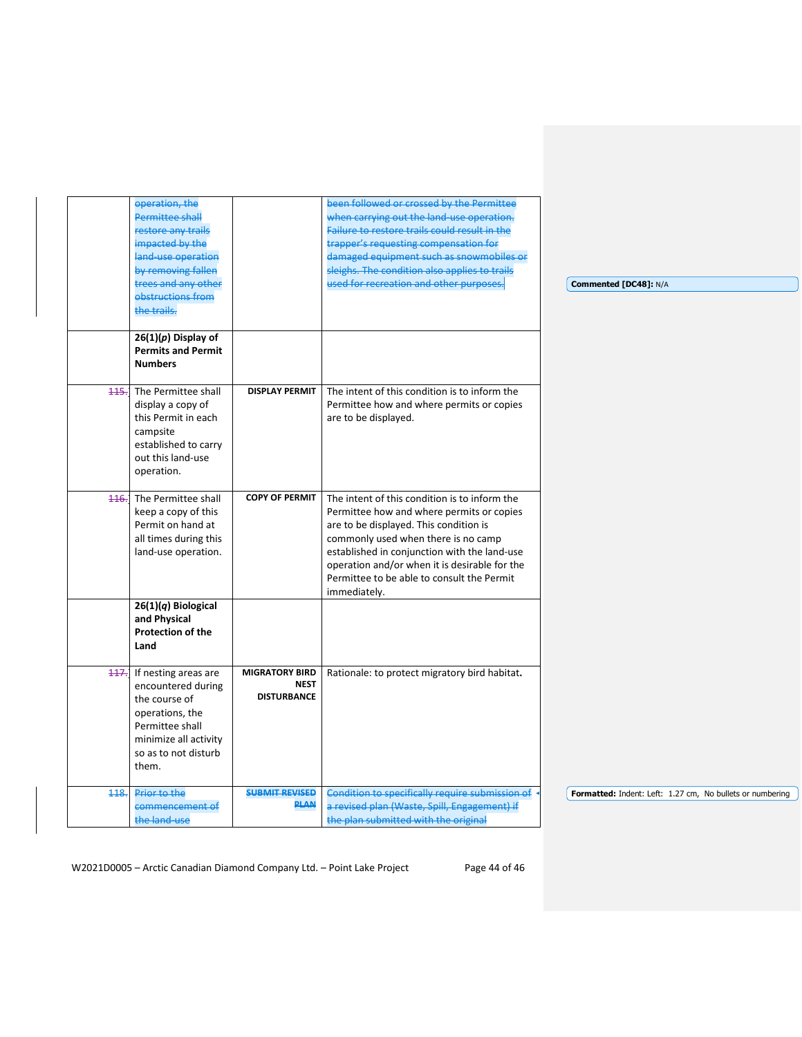| | | | |
|---|---|---|---|
| | ~~operation, the Permittee shall restore any trails impacted by the land-use operation by removing fallen trees and any other obstructions from the trails.~~ | | ~~been followed or crossed by the Permittee when carrying out the land-use operation. Failure to restore trails could result in the trapper's requesting compensation for damaged equipment such as snowmobiles or sleighs. The condition also applies to trails used for recreation and other purposes.~~ |
| | **26(1)(*p*) Display of Permits and Permit Numbers** | | |
| ~~115.~~ | The Permittee shall display a copy of this Permit in each campsite established to carry out this land-use operation. | **DISPLAY PERMIT** | The intent of this condition is to inform the Permittee how and where permits or copies are to be displayed. |
| ~~116.~~ | The Permittee shall keep a copy of this Permit on hand at all times during this land-use operation. | **COPY OF PERMIT** | The intent of this condition is to inform the Permittee how and where permits or copies are to be displayed. This condition is commonly used when there is no camp established in conjunction with the land-use operation and/or when it is desirable for the Permittee to be able to consult the Permit immediately. |
| | **26(1)(*q*) Biological and Physical Protection of the Land** | | |
| ~~117.~~ | If nesting areas are encountered during the course of operations, the Permittee shall minimize all activity so as to not disturb them. | **MIGRATORY BIRD NEST DISTURBANCE** | Rationale: to protect migratory bird habitat**.** |
| ~~118.~~ | ~~Prior to the commencement of the land-use~~ | ~~**SUBMIT REVISED PLAN**~~ | ~~Condition to specifically require submission of a revised plan (Waste, Spill, Engagement) if the plan submitted with the original~~ |

Commented [DC48]: N/A

Formatted: Indent: Left: 1.27 cm, No bullets or numbering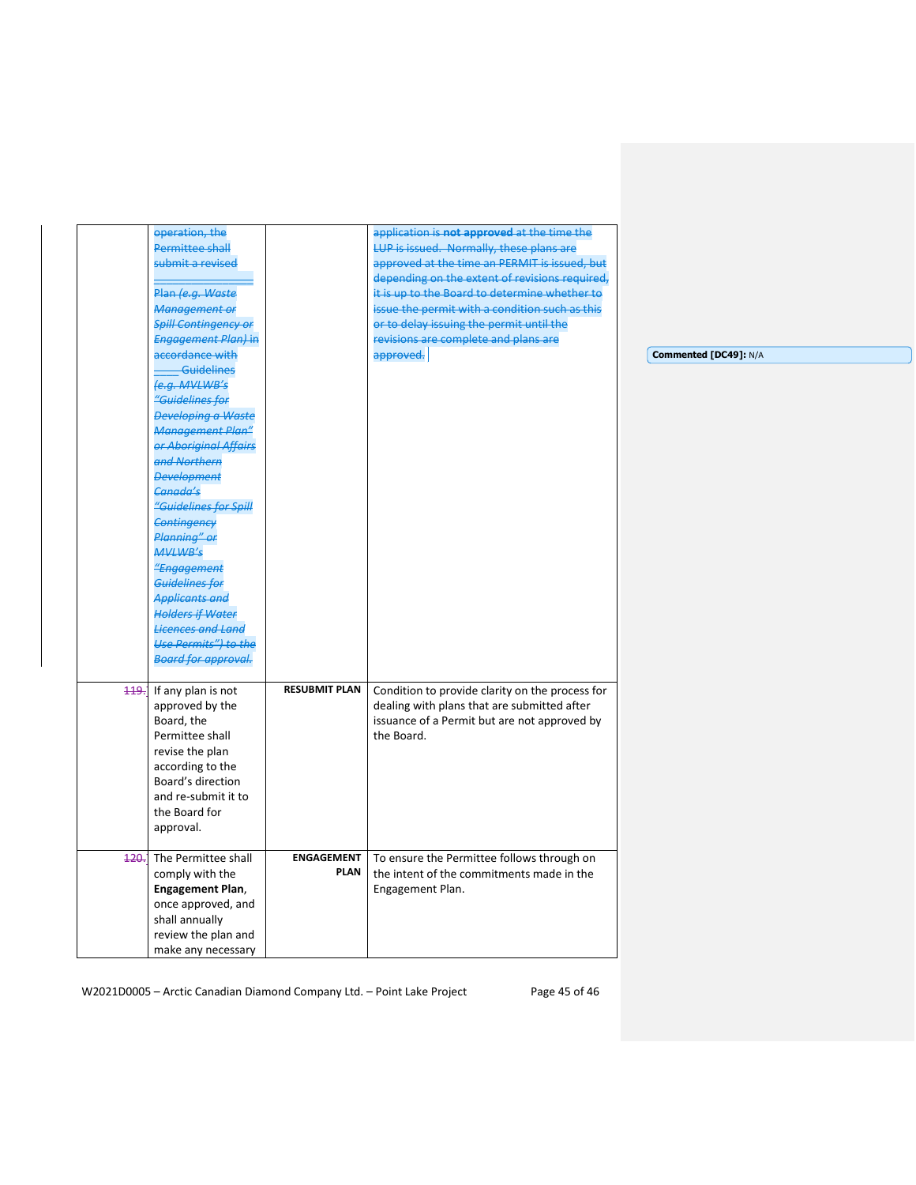| | | | |
|---|---|---|---|
| | ~~operation, the Permittee shall submit a revised ________________ Plan *(e.g. Waste Management or Spill Contingency or Engagement Plan)* in accordance with ____ Guidelines *(e.g. MVLWB's "Guidelines for Developing a Waste Management Plan" or Aboriginal Affairs and Northern Development Canada's "Guidelines for Spill Contingency Planning" or MVLWB's "Engagement Guidelines for Applicants and Holders if Water Licences and Land Use Permits") to the Board for approval.*~~ | | ~~application is **not approved** at the time the LUP is issued. Normally, these plans are approved at the time an PERMIT is issued, but depending on the extent of revisions required, it is up to the Board to determine whether to issue the permit with a condition such as this or to delay issuing the permit until the revisions are complete and plans are approved.~~ |
| ~~119.~~ | If any plan is not approved by the Board, the Permittee shall revise the plan according to the Board's direction and re-submit it to the Board for approval. | **RESUBMIT PLAN** | Condition to provide clarity on the process for dealing with plans that are submitted after issuance of a Permit but are not approved by the Board. |
| ~~120.~~ | The Permittee shall comply with the **Engagement Plan**, once approved, and shall annually review the plan and make any necessary | **ENGAGEMENT PLAN** | To ensure the Permittee follows through on the intent of the commitments made in the Engagement Plan. |

**Commented [DC49]:** N/A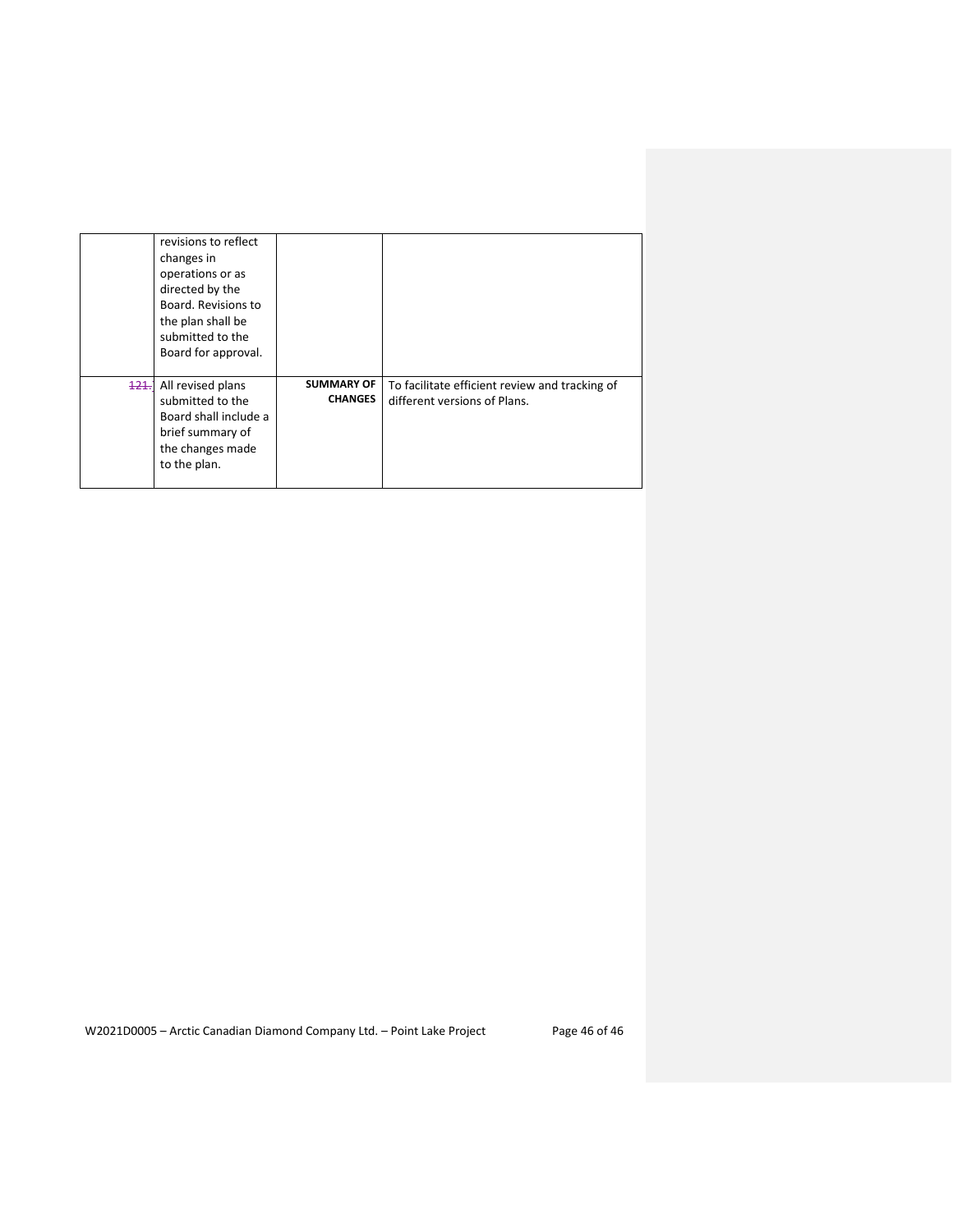| | | | |
|---|---|---|---|
| | revisions to reflect changes in operations or as directed by the Board. Revisions to the plan shall be submitted to the Board for approval. | | |
| ~~121.~~ | All revised plans submitted to the Board shall include a brief summary of the changes made to the plan. | **SUMMARY OF CHANGES** | To facilitate efficient review and tracking of different versions of Plans. |